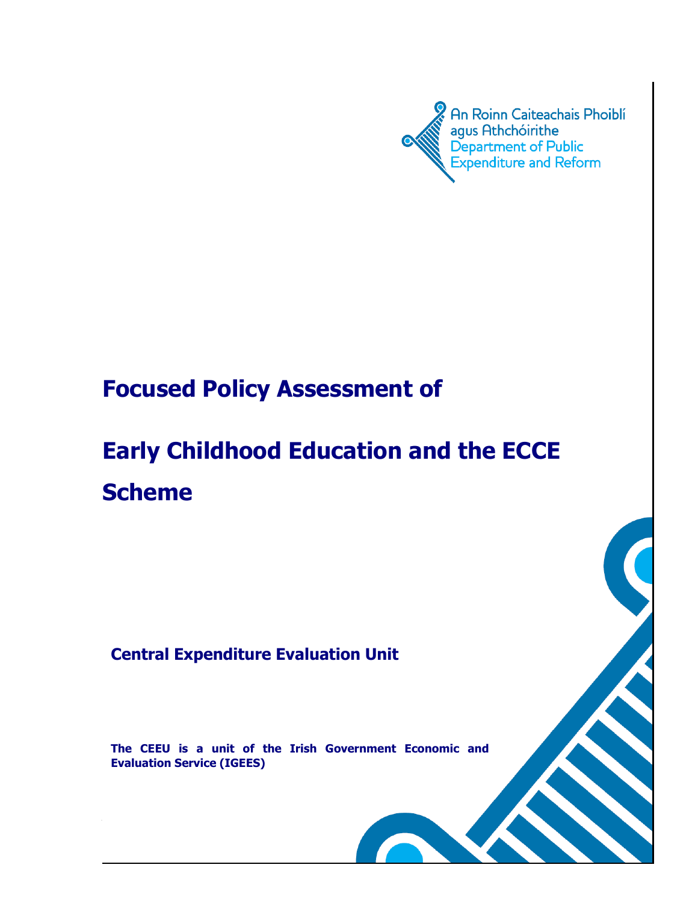An Roinn Caiteachais Phoiblí agus Athchóirithe
Department of Public Expenditure and Reform

# Focused Policy Assessment of

# Early Childhood Education and the ECCE Scheme

**Central Expenditure Evaluation Unit**

**The CEEU is a unit of the Irish Government Economic and Evaluation Service (IGEES)**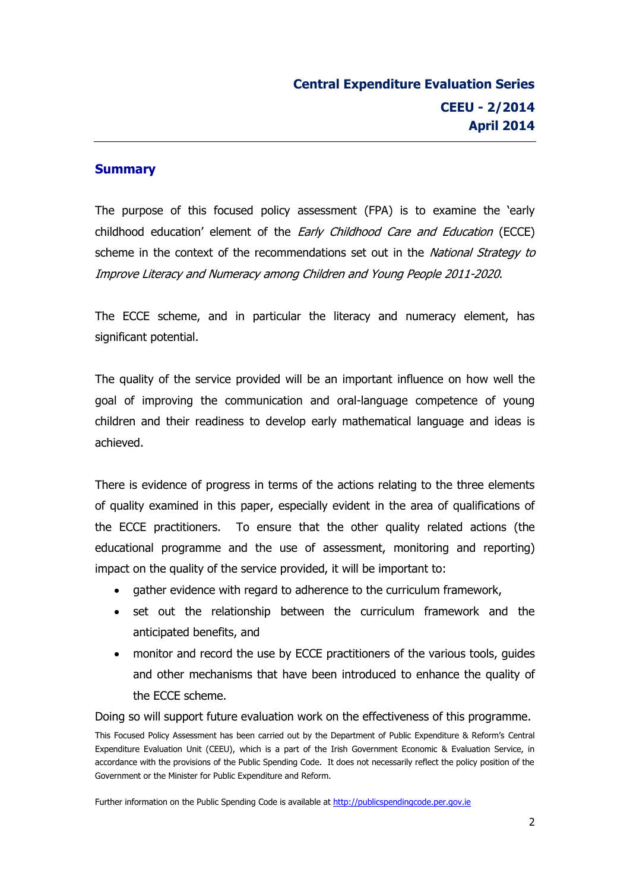**Central Expenditure Evaluation Series**

**CEEU - 2/2014**
**April 2014**

## Summary

The purpose of this focused policy assessment (FPA) is to examine the 'early childhood education' element of the *Early Childhood Care and Education* (ECCE) scheme in the context of the recommendations set out in the *National Strategy to Improve Literacy and Numeracy among Children and Young People 2011-2020*.

The ECCE scheme, and in particular the literacy and numeracy element, has significant potential.

The quality of the service provided will be an important influence on how well the goal of improving the communication and oral-language competence of young children and their readiness to develop early mathematical language and ideas is achieved.

There is evidence of progress in terms of the actions relating to the three elements of quality examined in this paper, especially evident in the area of qualifications of the ECCE practitioners. To ensure that the other quality related actions (the educational programme and the use of assessment, monitoring and reporting) impact on the quality of the service provided, it will be important to:

- gather evidence with regard to adherence to the curriculum framework,
- set out the relationship between the curriculum framework and the anticipated benefits, and
- monitor and record the use by ECCE practitioners of the various tools, guides and other mechanisms that have been introduced to enhance the quality of the ECCE scheme.

Doing so will support future evaluation work on the effectiveness of this programme.

This Focused Policy Assessment has been carried out by the Department of Public Expenditure & Reform's Central Expenditure Evaluation Unit (CEEU), which is a part of the Irish Government Economic & Evaluation Service, in accordance with the provisions of the Public Spending Code. It does not necessarily reflect the policy position of the Government or the Minister for Public Expenditure and Reform.

Further information on the Public Spending Code is available at http://publicspendingcode.per.gov.ie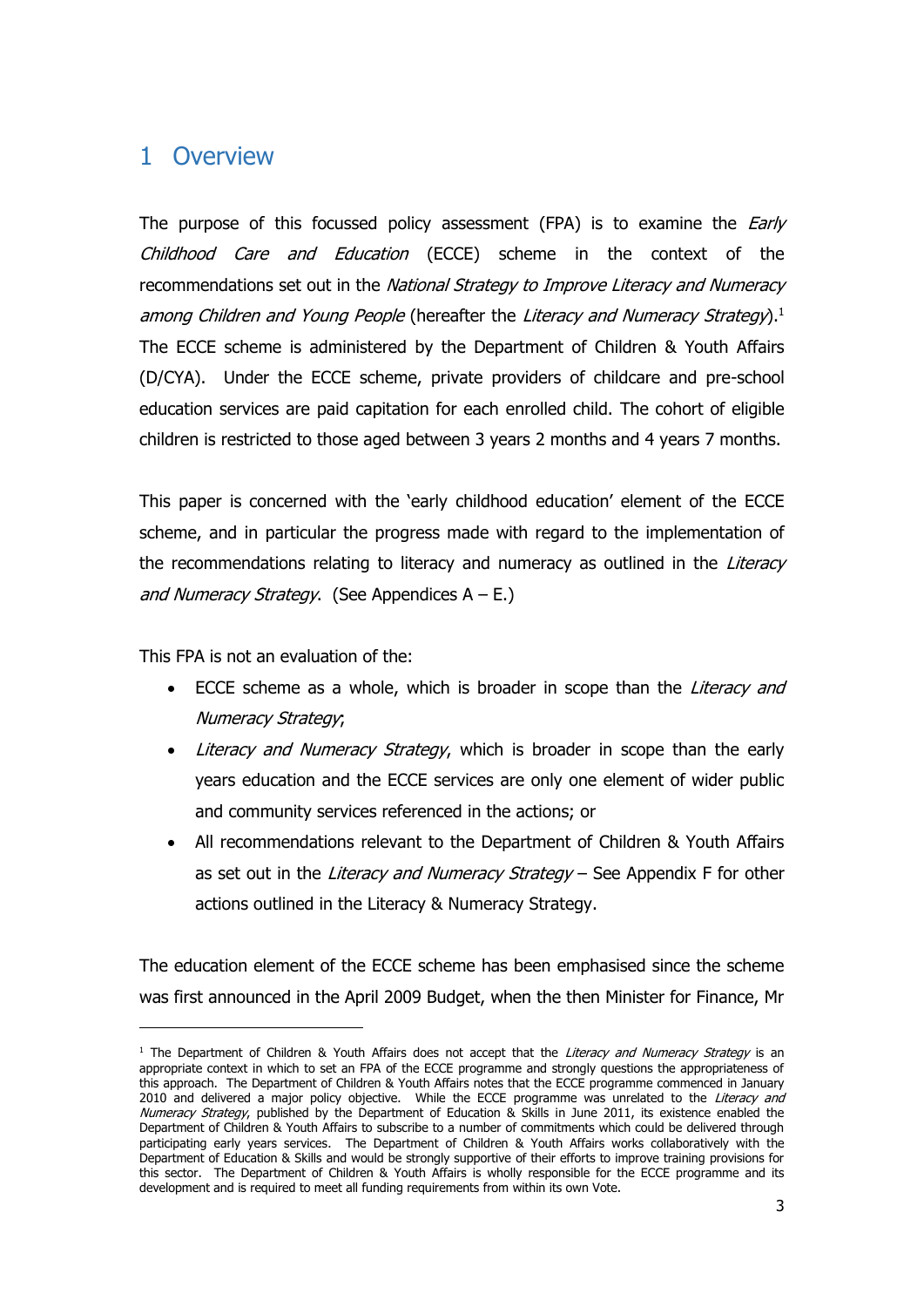# 1 Overview

The purpose of this focussed policy assessment (FPA) is to examine the *Early Childhood Care and Education* (ECCE) scheme in the context of the recommendations set out in the *National Strategy to Improve Literacy and Numeracy among Children and Young People* (hereafter the *Literacy and Numeracy Strategy*).[1] The ECCE scheme is administered by the Department of Children & Youth Affairs (D/CYA). Under the ECCE scheme, private providers of childcare and pre-school education services are paid capitation for each enrolled child. The cohort of eligible children is restricted to those aged between 3 years 2 months and 4 years 7 months.

This paper is concerned with the 'early childhood education' element of the ECCE scheme, and in particular the progress made with regard to the implementation of the recommendations relating to literacy and numeracy as outlined in the *Literacy and Numeracy Strategy*. (See Appendices A – E.)

This FPA is not an evaluation of the:

- ECCE scheme as a whole, which is broader in scope than the *Literacy and Numeracy Strategy*;
- *Literacy and Numeracy Strategy*, which is broader in scope than the early years education and the ECCE services are only one element of wider public and community services referenced in the actions; or
- All recommendations relevant to the Department of Children & Youth Affairs as set out in the *Literacy and Numeracy Strategy* – See Appendix F for other actions outlined in the Literacy & Numeracy Strategy.

The education element of the ECCE scheme has been emphasised since the scheme was first announced in the April 2009 Budget, when the then Minister for Finance, Mr

[1] The Department of Children & Youth Affairs does not accept that the *Literacy and Numeracy Strategy* is an appropriate context in which to set an FPA of the ECCE programme and strongly questions the appropriateness of this approach. The Department of Children & Youth Affairs notes that the ECCE programme commenced in January 2010 and delivered a major policy objective. While the ECCE programme was unrelated to the *Literacy and Numeracy Strategy*, published by the Department of Education & Skills in June 2011, its existence enabled the Department of Children & Youth Affairs to subscribe to a number of commitments which could be delivered through participating early years services. The Department of Children & Youth Affairs works collaboratively with the Department of Education & Skills and would be strongly supportive of their efforts to improve training provisions for this sector. The Department of Children & Youth Affairs is wholly responsible for the ECCE programme and its development and is required to meet all funding requirements from within its own Vote.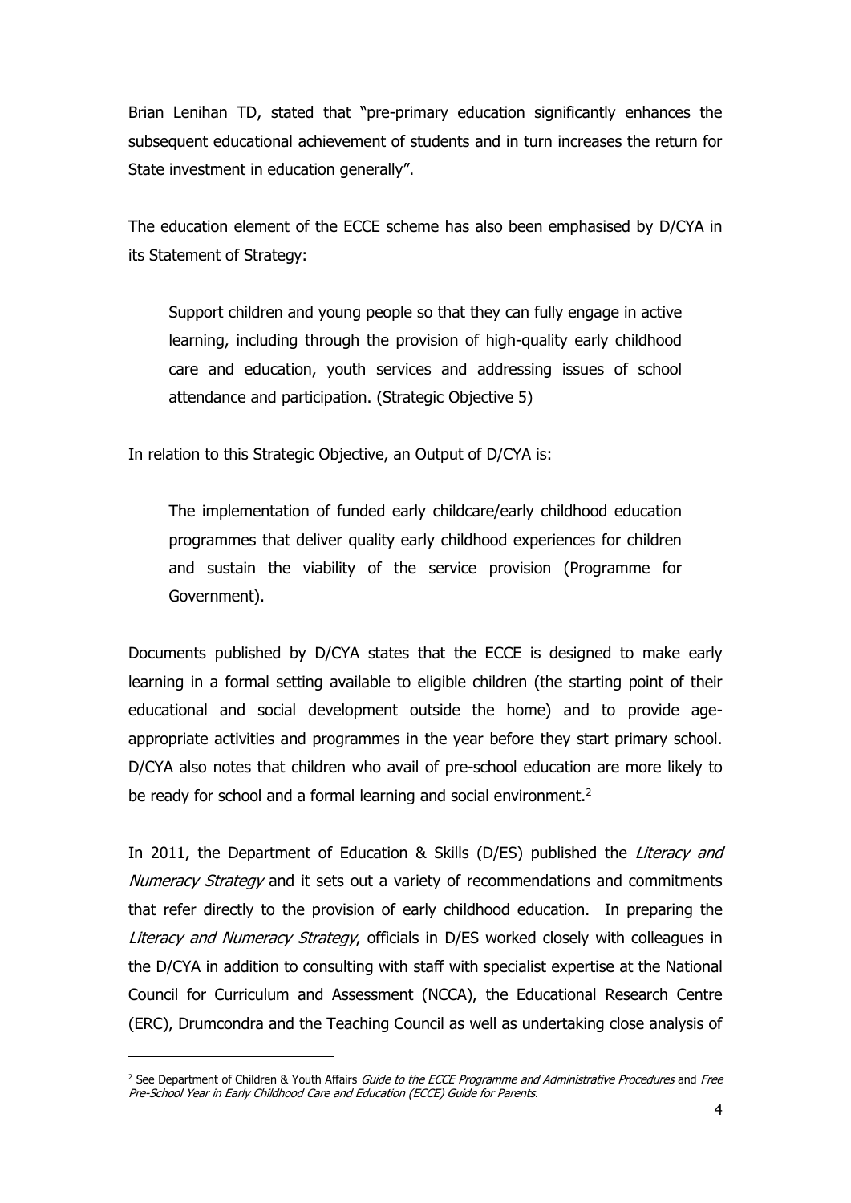Brian Lenihan TD, stated that "pre-primary education significantly enhances the subsequent educational achievement of students and in turn increases the return for State investment in education generally".

The education element of the ECCE scheme has also been emphasised by D/CYA in its Statement of Strategy:

> Support children and young people so that they can fully engage in active learning, including through the provision of high-quality early childhood care and education, youth services and addressing issues of school attendance and participation. (Strategic Objective 5)

In relation to this Strategic Objective, an Output of D/CYA is:

> The implementation of funded early childcare/early childhood education programmes that deliver quality early childhood experiences for children and sustain the viability of the service provision (Programme for Government).

Documents published by D/CYA states that the ECCE is designed to make early learning in a formal setting available to eligible children (the starting point of their educational and social development outside the home) and to provide age-appropriate activities and programmes in the year before they start primary school. D/CYA also notes that children who avail of pre-school education are more likely to be ready for school and a formal learning and social environment.[2]

In 2011, the Department of Education & Skills (D/ES) published the *Literacy and Numeracy Strategy* and it sets out a variety of recommendations and commitments that refer directly to the provision of early childhood education. In preparing the *Literacy and Numeracy Strategy*, officials in D/ES worked closely with colleagues in the D/CYA in addition to consulting with staff with specialist expertise at the National Council for Curriculum and Assessment (NCCA), the Educational Research Centre (ERC), Drumcondra and the Teaching Council as well as undertaking close analysis of

---

[2] See Department of Children & Youth Affairs *Guide to the ECCE Programme and Administrative Procedures* and *Free Pre-School Year in Early Childhood Care and Education (ECCE) Guide for Parents*.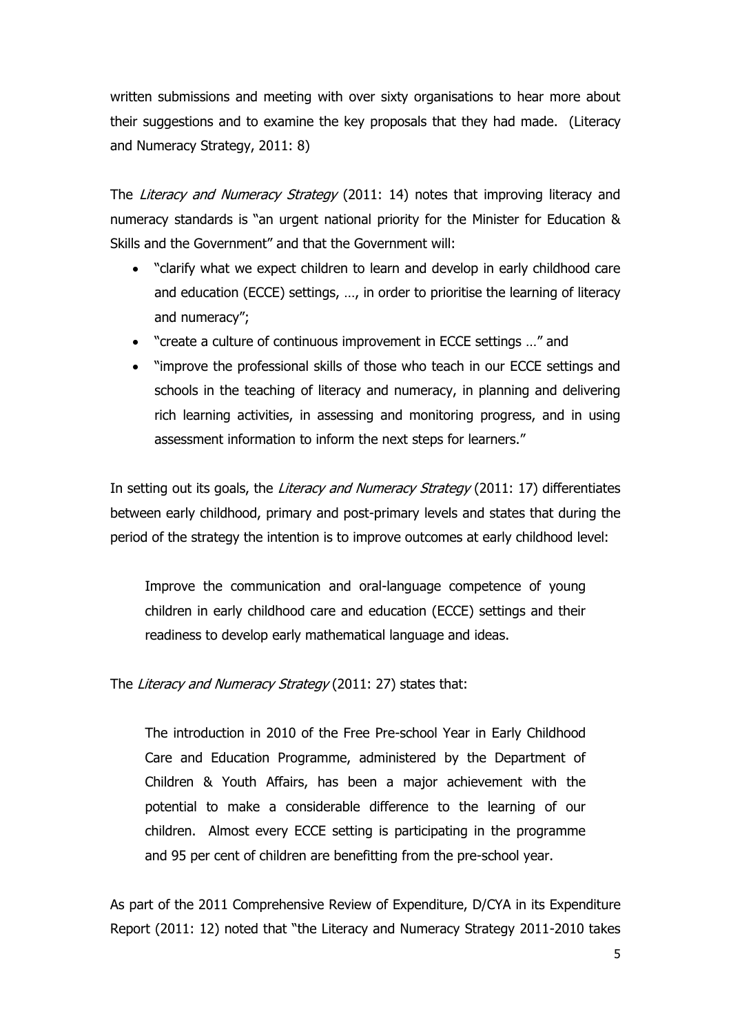written submissions and meeting with over sixty organisations to hear more about their suggestions and to examine the key proposals that they had made. (Literacy and Numeracy Strategy, 2011: 8)

The *Literacy and Numeracy Strategy* (2011: 14) notes that improving literacy and numeracy standards is "an urgent national priority for the Minister for Education & Skills and the Government" and that the Government will:

- "clarify what we expect children to learn and develop in early childhood care and education (ECCE) settings, …, in order to prioritise the learning of literacy and numeracy";
- "create a culture of continuous improvement in ECCE settings …" and
- "improve the professional skills of those who teach in our ECCE settings and schools in the teaching of literacy and numeracy, in planning and delivering rich learning activities, in assessing and monitoring progress, and in using assessment information to inform the next steps for learners."

In setting out its goals, the *Literacy and Numeracy Strategy* (2011: 17) differentiates between early childhood, primary and post-primary levels and states that during the period of the strategy the intention is to improve outcomes at early childhood level:

> Improve the communication and oral-language competence of young children in early childhood care and education (ECCE) settings and their readiness to develop early mathematical language and ideas.

The *Literacy and Numeracy Strategy* (2011: 27) states that:

> The introduction in 2010 of the Free Pre-school Year in Early Childhood Care and Education Programme, administered by the Department of Children & Youth Affairs, has been a major achievement with the potential to make a considerable difference to the learning of our children. Almost every ECCE setting is participating in the programme and 95 per cent of children are benefitting from the pre-school year.

As part of the 2011 Comprehensive Review of Expenditure, D/CYA in its Expenditure Report (2011: 12) noted that "the Literacy and Numeracy Strategy 2011-2010 takes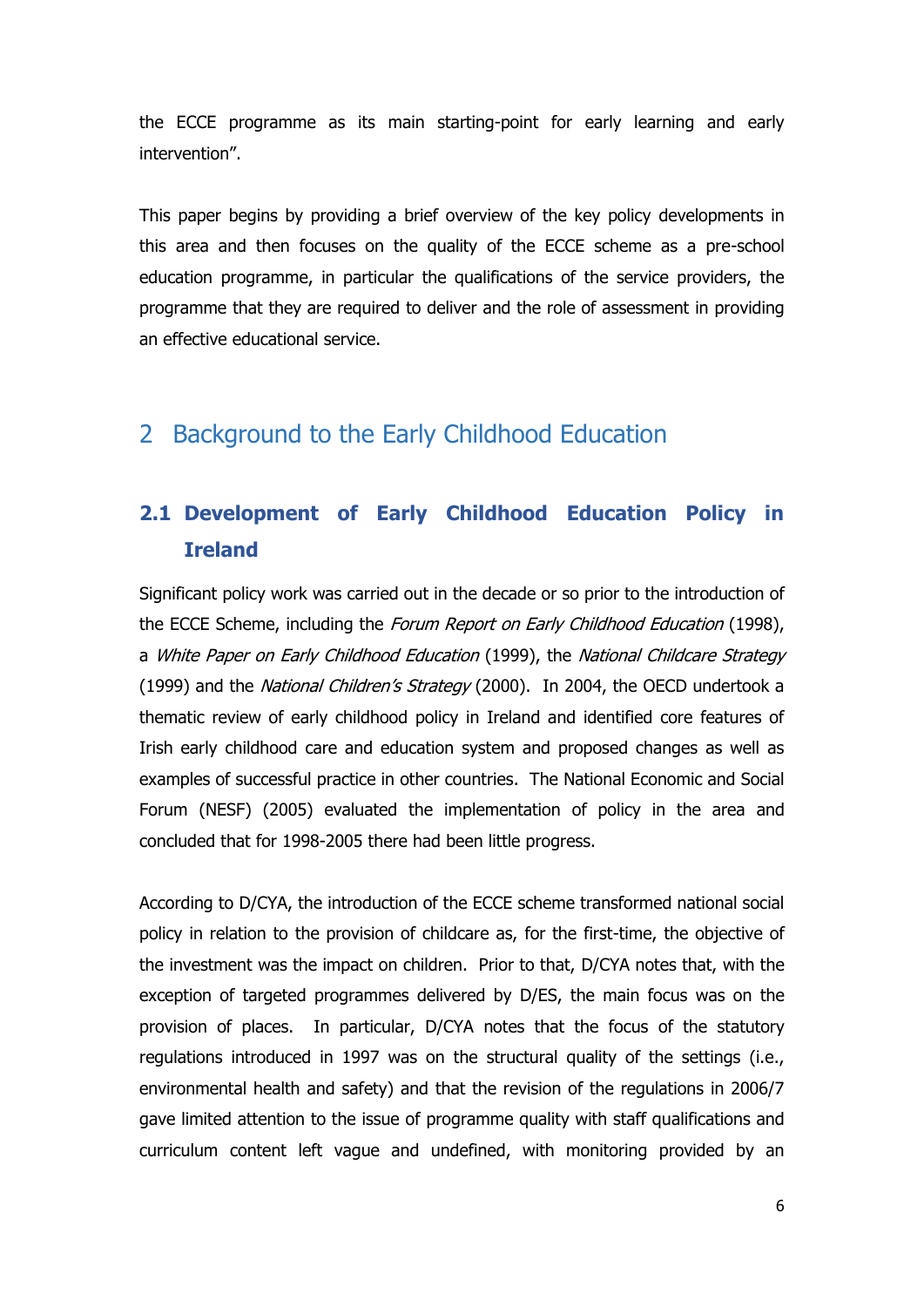the ECCE programme as its main starting-point for early learning and early intervention".

This paper begins by providing a brief overview of the key policy developments in this area and then focuses on the quality of the ECCE scheme as a pre-school education programme, in particular the qualifications of the service providers, the programme that they are required to deliver and the role of assessment in providing an effective educational service.

# 2 Background to the Early Childhood Education

## 2.1 Development of Early Childhood Education Policy in Ireland

Significant policy work was carried out in the decade or so prior to the introduction of the ECCE Scheme, including the *Forum Report on Early Childhood Education* (1998), a *White Paper on Early Childhood Education* (1999), the *National Childcare Strategy* (1999) and the *National Children's Strategy* (2000). In 2004, the OECD undertook a thematic review of early childhood policy in Ireland and identified core features of Irish early childhood care and education system and proposed changes as well as examples of successful practice in other countries. The National Economic and Social Forum (NESF) (2005) evaluated the implementation of policy in the area and concluded that for 1998-2005 there had been little progress.

According to D/CYA, the introduction of the ECCE scheme transformed national social policy in relation to the provision of childcare as, for the first-time, the objective of the investment was the impact on children. Prior to that, D/CYA notes that, with the exception of targeted programmes delivered by D/ES, the main focus was on the provision of places. In particular, D/CYA notes that the focus of the statutory regulations introduced in 1997 was on the structural quality of the settings (i.e., environmental health and safety) and that the revision of the regulations in 2006/7 gave limited attention to the issue of programme quality with staff qualifications and curriculum content left vague and undefined, with monitoring provided by an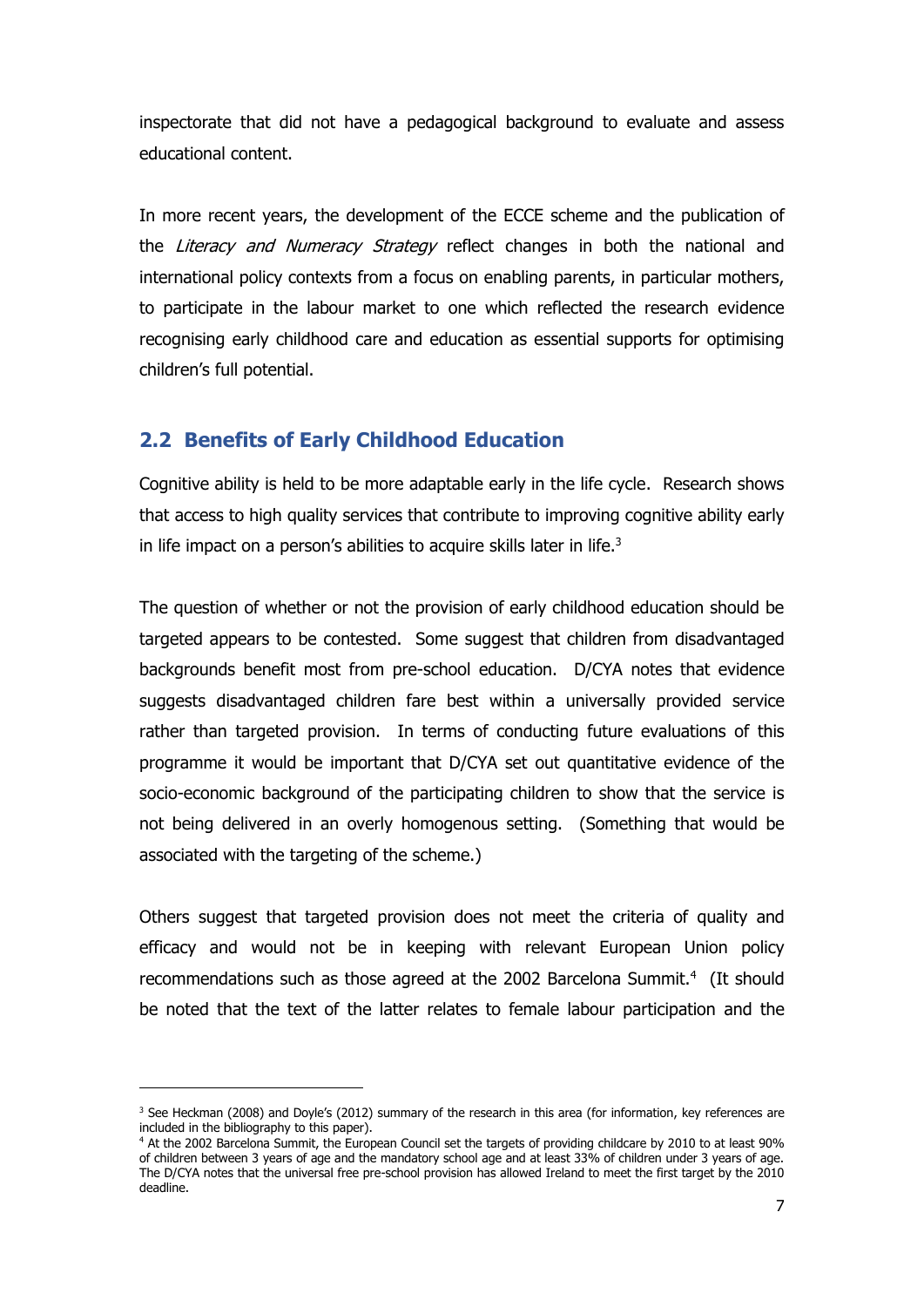inspectorate that did not have a pedagogical background to evaluate and assess educational content.

In more recent years, the development of the ECCE scheme and the publication of the *Literacy and Numeracy Strategy* reflect changes in both the national and international policy contexts from a focus on enabling parents, in particular mothers, to participate in the labour market to one which reflected the research evidence recognising early childhood care and education as essential supports for optimising children's full potential.

## 2.2 Benefits of Early Childhood Education

Cognitive ability is held to be more adaptable early in the life cycle. Research shows that access to high quality services that contribute to improving cognitive ability early in life impact on a person's abilities to acquire skills later in life.[3]

The question of whether or not the provision of early childhood education should be targeted appears to be contested. Some suggest that children from disadvantaged backgrounds benefit most from pre-school education. D/CYA notes that evidence suggests disadvantaged children fare best within a universally provided service rather than targeted provision. In terms of conducting future evaluations of this programme it would be important that D/CYA set out quantitative evidence of the socio-economic background of the participating children to show that the service is not being delivered in an overly homogenous setting. (Something that would be associated with the targeting of the scheme.)

Others suggest that targeted provision does not meet the criteria of quality and efficacy and would not be in keeping with relevant European Union policy recommendations such as those agreed at the 2002 Barcelona Summit.[4] (It should be noted that the text of the latter relates to female labour participation and the

---

[3] See Heckman (2008) and Doyle's (2012) summary of the research in this area (for information, key references are included in the bibliography to this paper).

[4] At the 2002 Barcelona Summit, the European Council set the targets of providing childcare by 2010 to at least 90% of children between 3 years of age and the mandatory school age and at least 33% of children under 3 years of age. The D/CYA notes that the universal free pre-school provision has allowed Ireland to meet the first target by the 2010 deadline.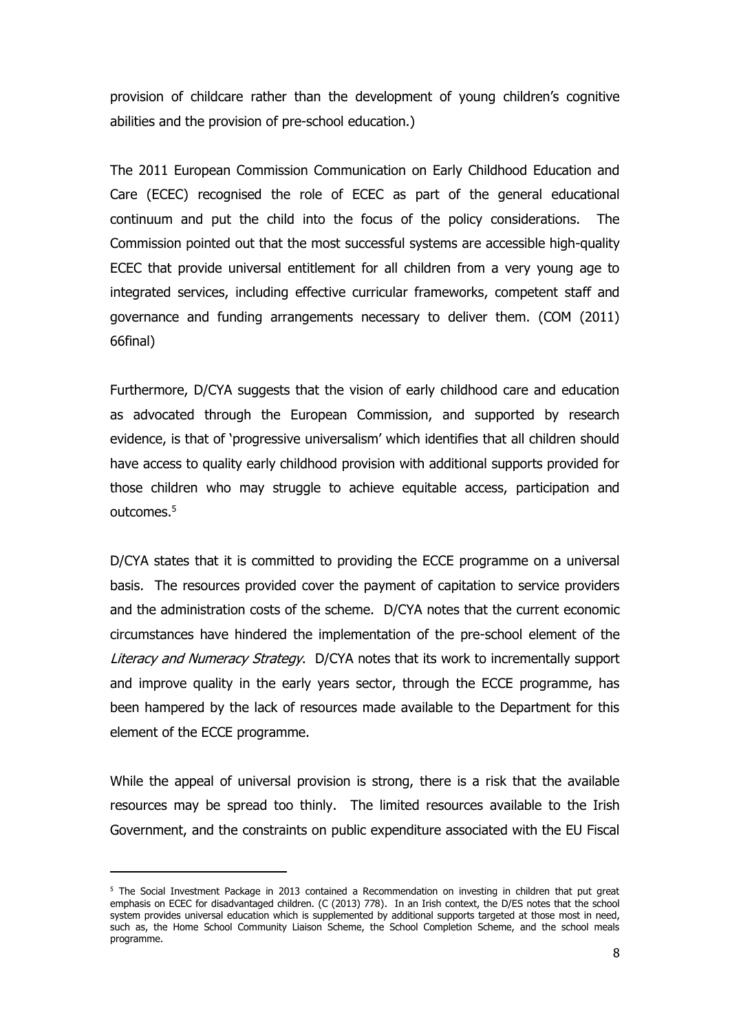provision of childcare rather than the development of young children's cognitive abilities and the provision of pre-school education.)

The 2011 European Commission Communication on Early Childhood Education and Care (ECEC) recognised the role of ECEC as part of the general educational continuum and put the child into the focus of the policy considerations. The Commission pointed out that the most successful systems are accessible high-quality ECEC that provide universal entitlement for all children from a very young age to integrated services, including effective curricular frameworks, competent staff and governance and funding arrangements necessary to deliver them. (COM (2011) 66final)

Furthermore, D/CYA suggests that the vision of early childhood care and education as advocated through the European Commission, and supported by research evidence, is that of 'progressive universalism' which identifies that all children should have access to quality early childhood provision with additional supports provided for those children who may struggle to achieve equitable access, participation and outcomes.[5]

D/CYA states that it is committed to providing the ECCE programme on a universal basis. The resources provided cover the payment of capitation to service providers and the administration costs of the scheme. D/CYA notes that the current economic circumstances have hindered the implementation of the pre-school element of the *Literacy and Numeracy Strategy*. D/CYA notes that its work to incrementally support and improve quality in the early years sector, through the ECCE programme, has been hampered by the lack of resources made available to the Department for this element of the ECCE programme.

While the appeal of universal provision is strong, there is a risk that the available resources may be spread too thinly. The limited resources available to the Irish Government, and the constraints on public expenditure associated with the EU Fiscal

---

[5] The Social Investment Package in 2013 contained a Recommendation on investing in children that put great emphasis on ECEC for disadvantaged children. (C (2013) 778). In an Irish context, the D/ES notes that the school system provides universal education which is supplemented by additional supports targeted at those most in need, such as, the Home School Community Liaison Scheme, the School Completion Scheme, and the school meals programme.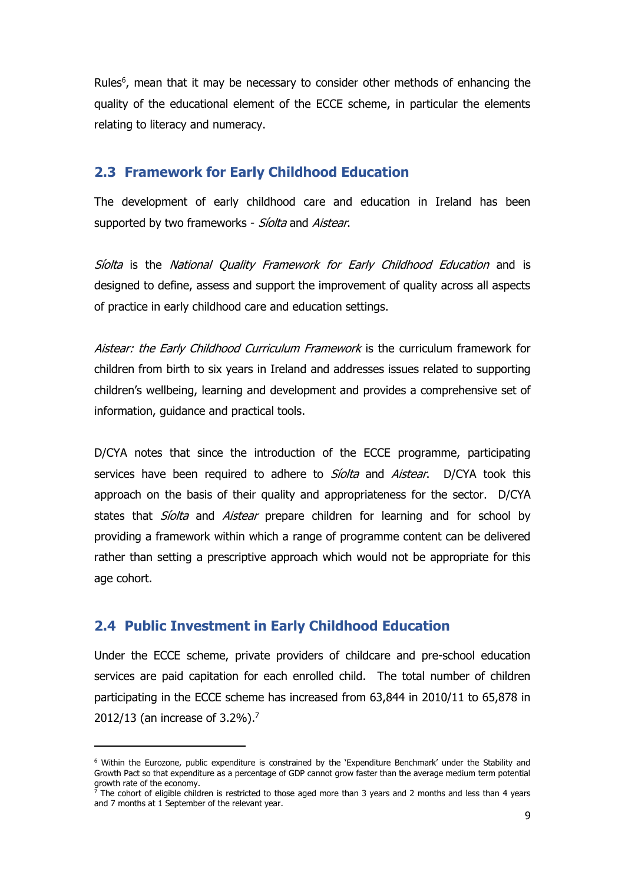Rules[6], mean that it may be necessary to consider other methods of enhancing the quality of the educational element of the ECCE scheme, in particular the elements relating to literacy and numeracy.

## 2.3 Framework for Early Childhood Education

The development of early childhood care and education in Ireland has been supported by two frameworks - *Síolta* and *Aistear*.

*Síolta* is the *National Quality Framework for Early Childhood Education* and is designed to define, assess and support the improvement of quality across all aspects of practice in early childhood care and education settings.

*Aistear: the Early Childhood Curriculum Framework* is the curriculum framework for children from birth to six years in Ireland and addresses issues related to supporting children's wellbeing, learning and development and provides a comprehensive set of information, guidance and practical tools.

D/CYA notes that since the introduction of the ECCE programme, participating services have been required to adhere to *Síolta* and *Aistear*. D/CYA took this approach on the basis of their quality and appropriateness for the sector. D/CYA states that *Síolta* and *Aistear* prepare children for learning and for school by providing a framework within which a range of programme content can be delivered rather than setting a prescriptive approach which would not be appropriate for this age cohort.

## 2.4 Public Investment in Early Childhood Education

Under the ECCE scheme, private providers of childcare and pre-school education services are paid capitation for each enrolled child. The total number of children participating in the ECCE scheme has increased from 63,844 in 2010/11 to 65,878 in 2012/13 (an increase of 3.2%).[7]

---

[6] Within the Eurozone, public expenditure is constrained by the 'Expenditure Benchmark' under the Stability and Growth Pact so that expenditure as a percentage of GDP cannot grow faster than the average medium term potential growth rate of the economy.

[7] The cohort of eligible children is restricted to those aged more than 3 years and 2 months and less than 4 years and 7 months at 1 September of the relevant year.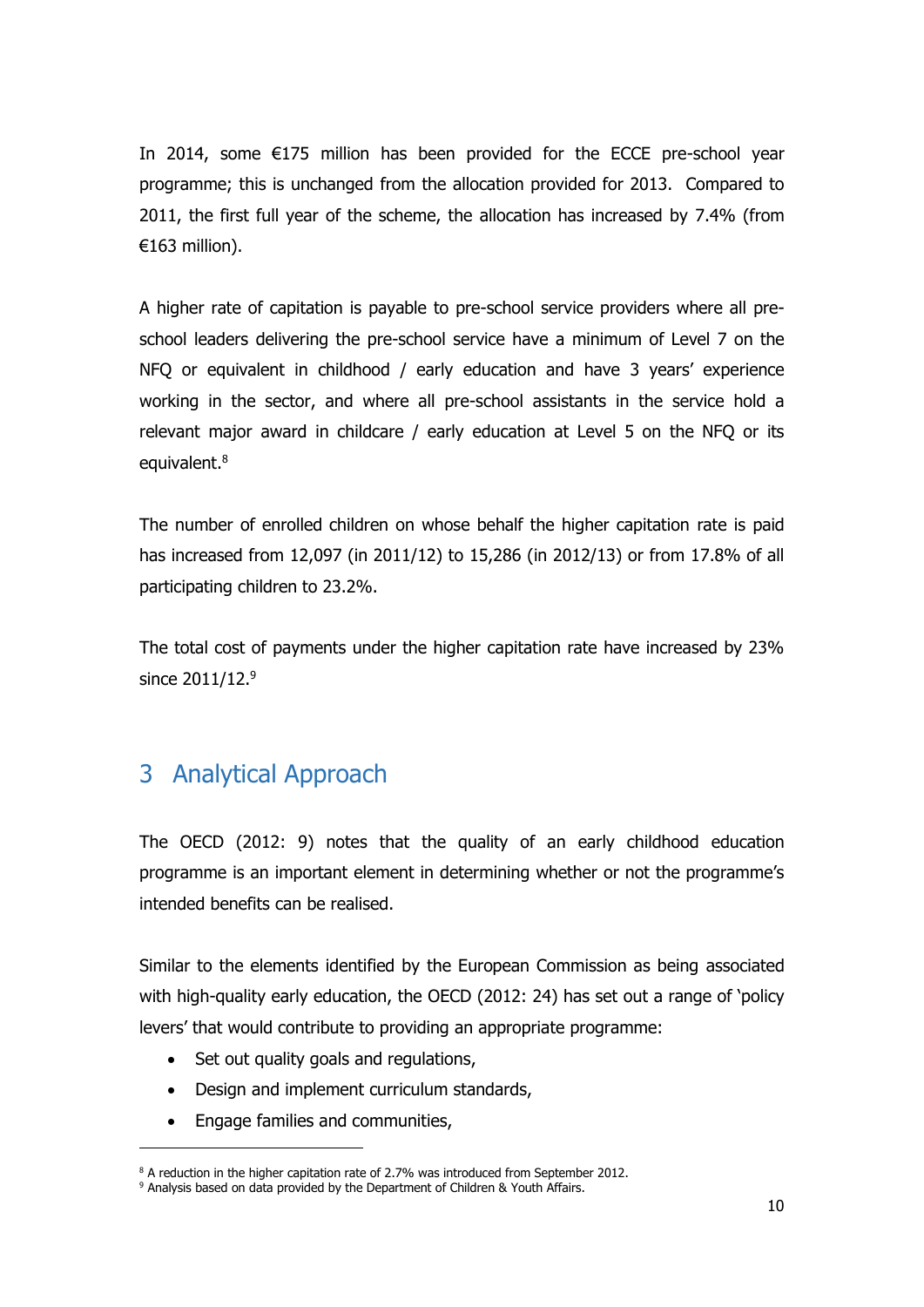In 2014, some €175 million has been provided for the ECCE pre-school year programme; this is unchanged from the allocation provided for 2013. Compared to 2011, the first full year of the scheme, the allocation has increased by 7.4% (from €163 million).

A higher rate of capitation is payable to pre-school service providers where all pre-school leaders delivering the pre-school service have a minimum of Level 7 on the NFQ or equivalent in childhood / early education and have 3 years' experience working in the sector, and where all pre-school assistants in the service hold a relevant major award in childcare / early education at Level 5 on the NFQ or its equivalent.[8]

The number of enrolled children on whose behalf the higher capitation rate is paid has increased from 12,097 (in 2011/12) to 15,286 (in 2012/13) or from 17.8% of all participating children to 23.2%.

The total cost of payments under the higher capitation rate have increased by 23% since 2011/12.[9]

# 3 Analytical Approach

The OECD (2012: 9) notes that the quality of an early childhood education programme is an important element in determining whether or not the programme's intended benefits can be realised.

Similar to the elements identified by the European Commission as being associated with high-quality early education, the OECD (2012: 24) has set out a range of 'policy levers' that would contribute to providing an appropriate programme:

- Set out quality goals and regulations,
- Design and implement curriculum standards,
- Engage families and communities,

---

[8] A reduction in the higher capitation rate of 2.7% was introduced from September 2012.

[9] Analysis based on data provided by the Department of Children & Youth Affairs.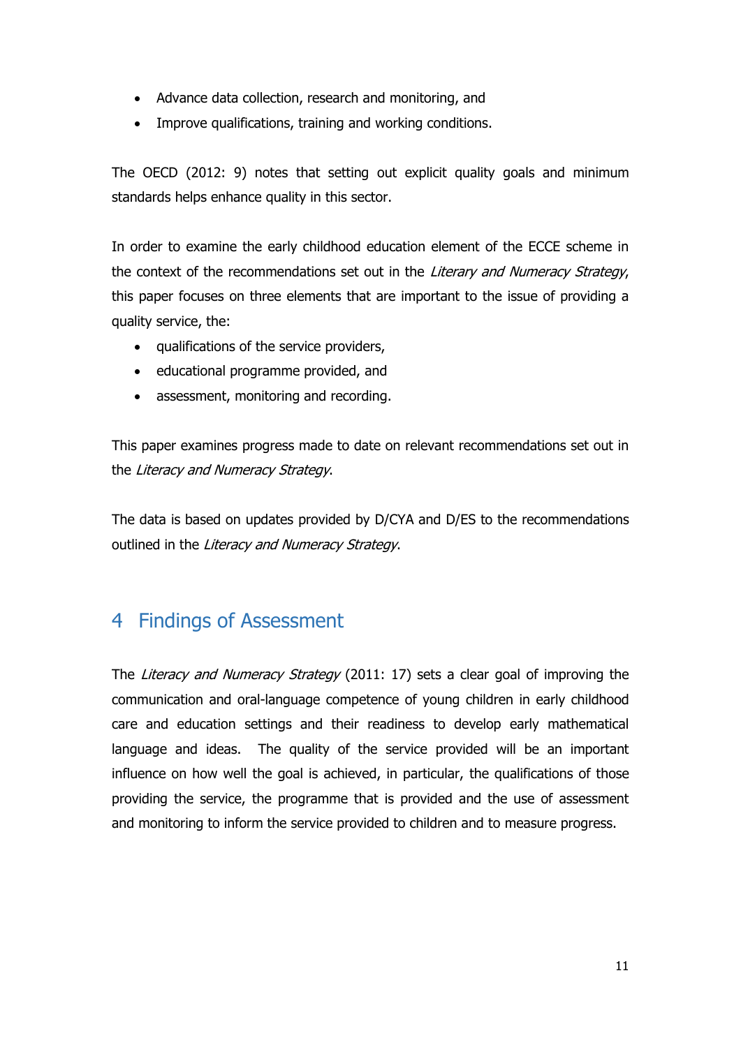- Advance data collection, research and monitoring, and
- Improve qualifications, training and working conditions.

The OECD (2012: 9) notes that setting out explicit quality goals and minimum standards helps enhance quality in this sector.

In order to examine the early childhood education element of the ECCE scheme in the context of the recommendations set out in the *Literary and Numeracy Strategy*, this paper focuses on three elements that are important to the issue of providing a quality service, the:

- qualifications of the service providers,
- educational programme provided, and
- assessment, monitoring and recording.

This paper examines progress made to date on relevant recommendations set out in the *Literacy and Numeracy Strategy*.

The data is based on updates provided by D/CYA and D/ES to the recommendations outlined in the *Literacy and Numeracy Strategy*.

# 4 Findings of Assessment

The *Literacy and Numeracy Strategy* (2011: 17) sets a clear goal of improving the communication and oral-language competence of young children in early childhood care and education settings and their readiness to develop early mathematical language and ideas. The quality of the service provided will be an important influence on how well the goal is achieved, in particular, the qualifications of those providing the service, the programme that is provided and the use of assessment and monitoring to inform the service provided to children and to measure progress.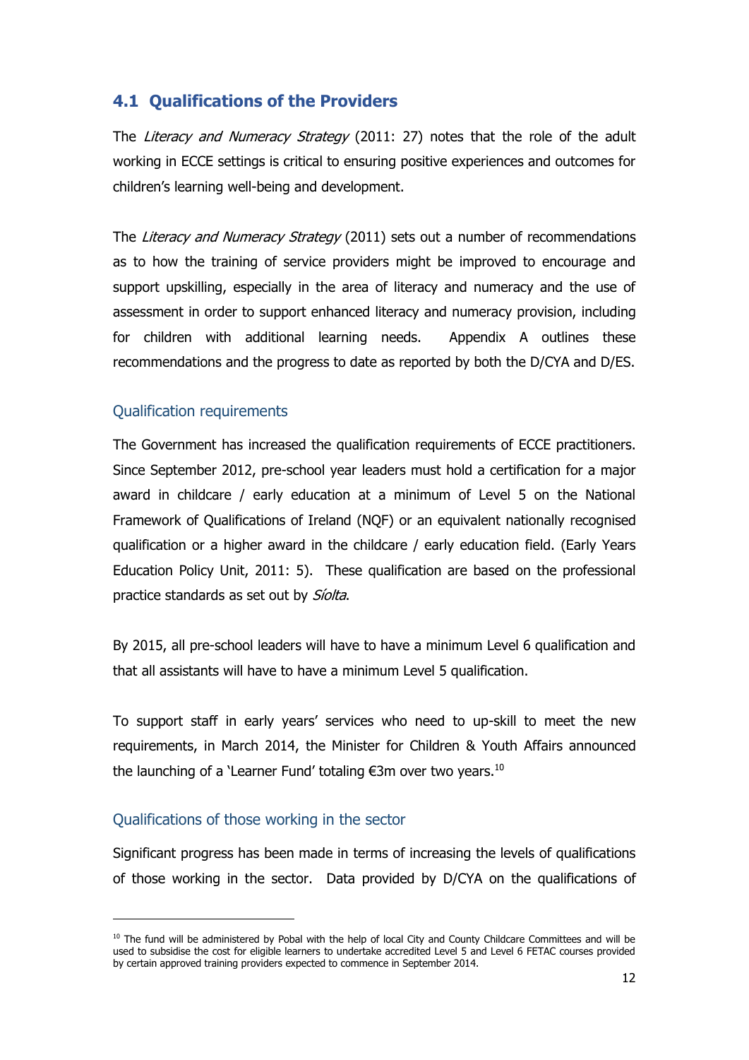## 4.1 Qualifications of the Providers

The *Literacy and Numeracy Strategy* (2011: 27) notes that the role of the adult working in ECCE settings is critical to ensuring positive experiences and outcomes for children's learning well-being and development.

The *Literacy and Numeracy Strategy* (2011) sets out a number of recommendations as to how the training of service providers might be improved to encourage and support upskilling, especially in the area of literacy and numeracy and the use of assessment in order to support enhanced literacy and numeracy provision, including for children with additional learning needs. Appendix A outlines these recommendations and the progress to date as reported by both the D/CYA and D/ES.

### Qualification requirements

The Government has increased the qualification requirements of ECCE practitioners. Since September 2012, pre-school year leaders must hold a certification for a major award in childcare / early education at a minimum of Level 5 on the National Framework of Qualifications of Ireland (NQF) or an equivalent nationally recognised qualification or a higher award in the childcare / early education field. (Early Years Education Policy Unit, 2011: 5). These qualification are based on the professional practice standards as set out by *Síolta*.

By 2015, all pre-school leaders will have to have a minimum Level 6 qualification and that all assistants will have to have a minimum Level 5 qualification.

To support staff in early years' services who need to up-skill to meet the new requirements, in March 2014, the Minister for Children & Youth Affairs announced the launching of a 'Learner Fund' totaling €3m over two years.[10]

### Qualifications of those working in the sector

Significant progress has been made in terms of increasing the levels of qualifications of those working in the sector. Data provided by D/CYA on the qualifications of

[10] The fund will be administered by Pobal with the help of local City and County Childcare Committees and will be used to subsidise the cost for eligible learners to undertake accredited Level 5 and Level 6 FETAC courses provided by certain approved training providers expected to commence in September 2014.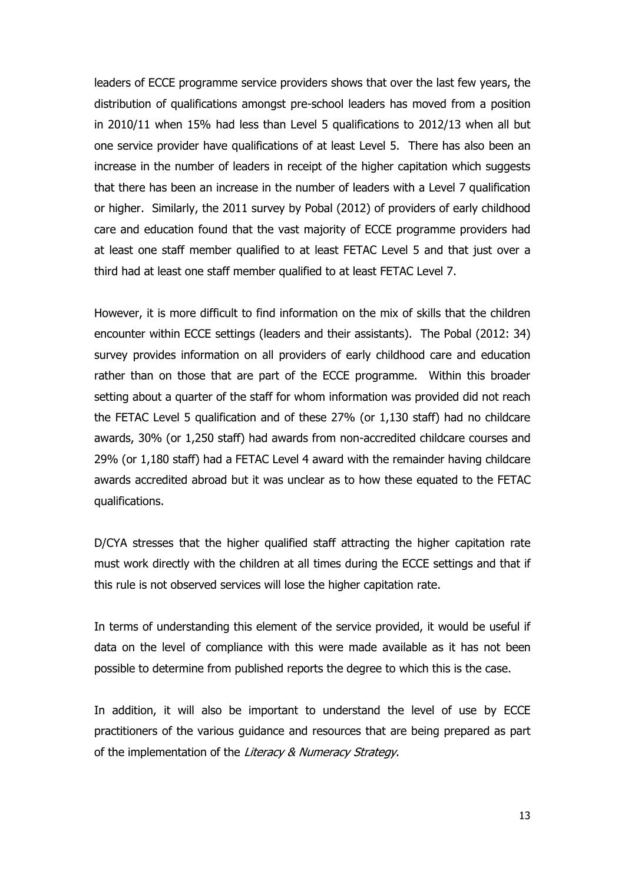leaders of ECCE programme service providers shows that over the last few years, the distribution of qualifications amongst pre-school leaders has moved from a position in 2010/11 when 15% had less than Level 5 qualifications to 2012/13 when all but one service provider have qualifications of at least Level 5. There has also been an increase in the number of leaders in receipt of the higher capitation which suggests that there has been an increase in the number of leaders with a Level 7 qualification or higher. Similarly, the 2011 survey by Pobal (2012) of providers of early childhood care and education found that the vast majority of ECCE programme providers had at least one staff member qualified to at least FETAC Level 5 and that just over a third had at least one staff member qualified to at least FETAC Level 7.

However, it is more difficult to find information on the mix of skills that the children encounter within ECCE settings (leaders and their assistants). The Pobal (2012: 34) survey provides information on all providers of early childhood care and education rather than on those that are part of the ECCE programme. Within this broader setting about a quarter of the staff for whom information was provided did not reach the FETAC Level 5 qualification and of these 27% (or 1,130 staff) had no childcare awards, 30% (or 1,250 staff) had awards from non-accredited childcare courses and 29% (or 1,180 staff) had a FETAC Level 4 award with the remainder having childcare awards accredited abroad but it was unclear as to how these equated to the FETAC qualifications.

D/CYA stresses that the higher qualified staff attracting the higher capitation rate must work directly with the children at all times during the ECCE settings and that if this rule is not observed services will lose the higher capitation rate.

In terms of understanding this element of the service provided, it would be useful if data on the level of compliance with this were made available as it has not been possible to determine from published reports the degree to which this is the case.

In addition, it will also be important to understand the level of use by ECCE practitioners of the various guidance and resources that are being prepared as part of the implementation of the *Literacy & Numeracy Strategy*.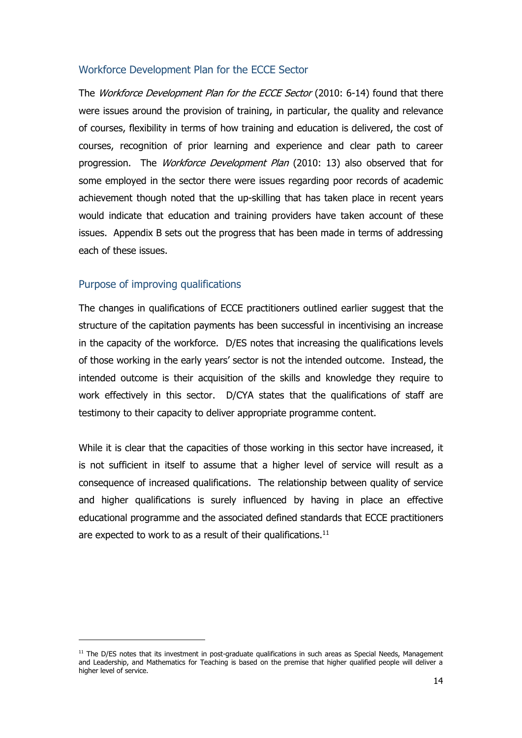## Workforce Development Plan for the ECCE Sector

The *Workforce Development Plan for the ECCE Sector* (2010: 6-14) found that there were issues around the provision of training, in particular, the quality and relevance of courses, flexibility in terms of how training and education is delivered, the cost of courses, recognition of prior learning and experience and clear path to career progression. The *Workforce Development Plan* (2010: 13) also observed that for some employed in the sector there were issues regarding poor records of academic achievement though noted that the up-skilling that has taken place in recent years would indicate that education and training providers have taken account of these issues. Appendix B sets out the progress that has been made in terms of addressing each of these issues.

## Purpose of improving qualifications

The changes in qualifications of ECCE practitioners outlined earlier suggest that the structure of the capitation payments has been successful in incentivising an increase in the capacity of the workforce. D/ES notes that increasing the qualifications levels of those working in the early years' sector is not the intended outcome. Instead, the intended outcome is their acquisition of the skills and knowledge they require to work effectively in this sector. D/CYA states that the qualifications of staff are testimony to their capacity to deliver appropriate programme content.

While it is clear that the capacities of those working in this sector have increased, it is not sufficient in itself to assume that a higher level of service will result as a consequence of increased qualifications. The relationship between quality of service and higher qualifications is surely influenced by having in place an effective educational programme and the associated defined standards that ECCE practitioners are expected to work to as a result of their qualifications.[11]

[11] The D/ES notes that its investment in post-graduate qualifications in such areas as Special Needs, Management and Leadership, and Mathematics for Teaching is based on the premise that higher qualified people will deliver a higher level of service.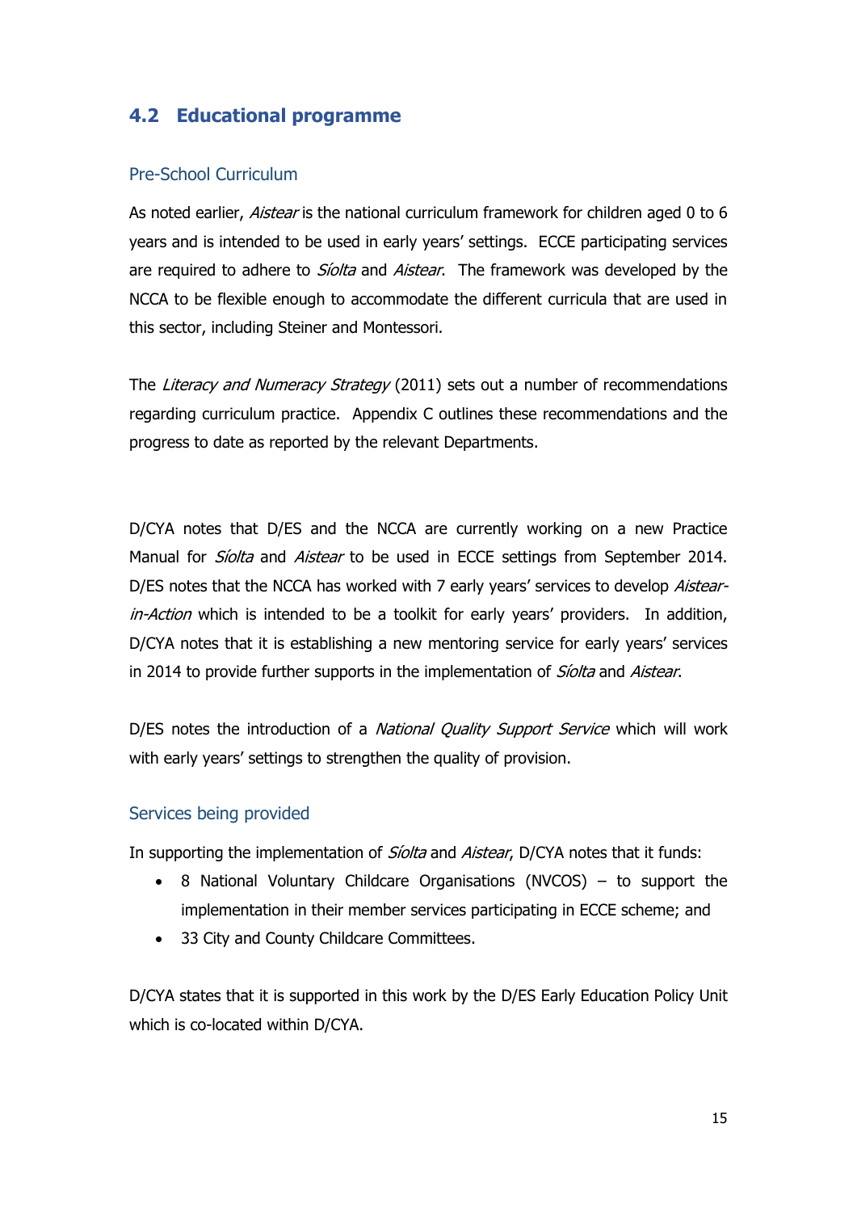## 4.2 Educational programme

### Pre-School Curriculum

As noted earlier, *Aistear* is the national curriculum framework for children aged 0 to 6 years and is intended to be used in early years' settings. ECCE participating services are required to adhere to *Síolta* and *Aistear*. The framework was developed by the NCCA to be flexible enough to accommodate the different curricula that are used in this sector, including Steiner and Montessori.

The *Literacy and Numeracy Strategy* (2011) sets out a number of recommendations regarding curriculum practice. Appendix C outlines these recommendations and the progress to date as reported by the relevant Departments.

D/CYA notes that D/ES and the NCCA are currently working on a new Practice Manual for *Síolta* and *Aistear* to be used in ECCE settings from September 2014. D/ES notes that the NCCA has worked with 7 early years' services to develop *Aistear-in-Action* which is intended to be a toolkit for early years' providers. In addition, D/CYA notes that it is establishing a new mentoring service for early years' services in 2014 to provide further supports in the implementation of *Síolta* and *Aistear*.

D/ES notes the introduction of a *National Quality Support Service* which will work with early years' settings to strengthen the quality of provision.

### Services being provided

In supporting the implementation of *Síolta* and *Aistear*, D/CYA notes that it funds:

- 8 National Voluntary Childcare Organisations (NVCOS) – to support the implementation in their member services participating in ECCE scheme; and
- 33 City and County Childcare Committees.

D/CYA states that it is supported in this work by the D/ES Early Education Policy Unit which is co-located within D/CYA.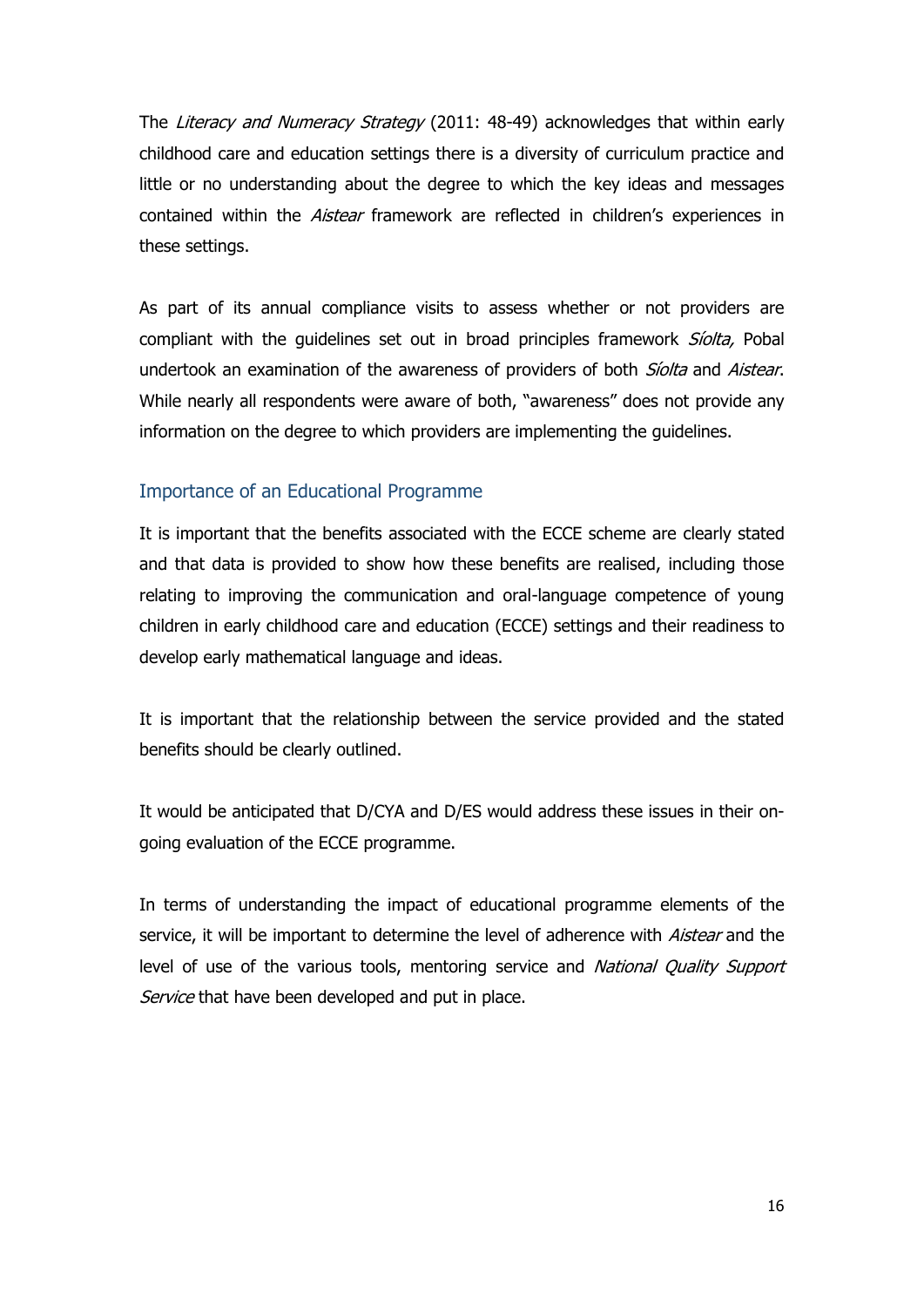The *Literacy and Numeracy Strategy* (2011: 48-49) acknowledges that within early childhood care and education settings there is a diversity of curriculum practice and little or no understanding about the degree to which the key ideas and messages contained within the *Aistear* framework are reflected in children's experiences in these settings.

As part of its annual compliance visits to assess whether or not providers are compliant with the guidelines set out in broad principles framework *Síolta,* Pobal undertook an examination of the awareness of providers of both *Síolta* and *Aistear*. While nearly all respondents were aware of both, "awareness" does not provide any information on the degree to which providers are implementing the guidelines.

## Importance of an Educational Programme

It is important that the benefits associated with the ECCE scheme are clearly stated and that data is provided to show how these benefits are realised, including those relating to improving the communication and oral-language competence of young children in early childhood care and education (ECCE) settings and their readiness to develop early mathematical language and ideas.

It is important that the relationship between the service provided and the stated benefits should be clearly outlined.

It would be anticipated that D/CYA and D/ES would address these issues in their on-going evaluation of the ECCE programme.

In terms of understanding the impact of educational programme elements of the service, it will be important to determine the level of adherence with *Aistear* and the level of use of the various tools, mentoring service and *National Quality Support Service* that have been developed and put in place.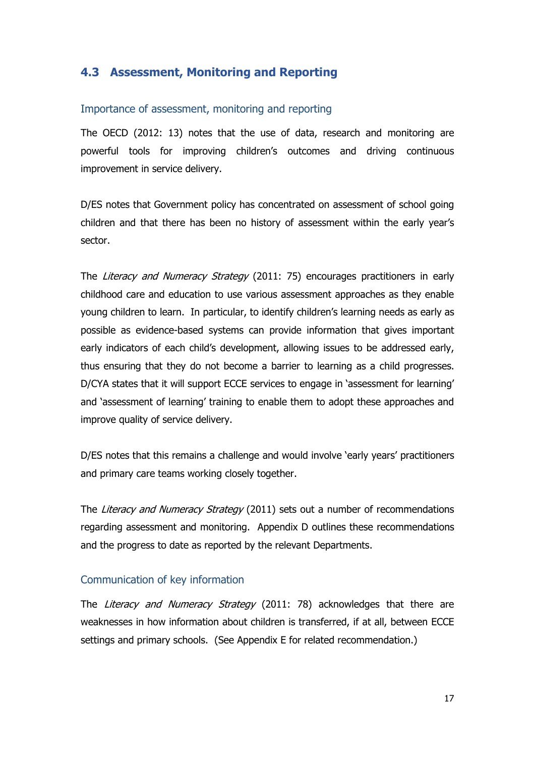## 4.3 Assessment, Monitoring and Reporting

### Importance of assessment, monitoring and reporting

The OECD (2012: 13) notes that the use of data, research and monitoring are powerful tools for improving children's outcomes and driving continuous improvement in service delivery.

D/ES notes that Government policy has concentrated on assessment of school going children and that there has been no history of assessment within the early year's sector.

The *Literacy and Numeracy Strategy* (2011: 75) encourages practitioners in early childhood care and education to use various assessment approaches as they enable young children to learn. In particular, to identify children's learning needs as early as possible as evidence-based systems can provide information that gives important early indicators of each child's development, allowing issues to be addressed early, thus ensuring that they do not become a barrier to learning as a child progresses. D/CYA states that it will support ECCE services to engage in 'assessment for learning' and 'assessment of learning' training to enable them to adopt these approaches and improve quality of service delivery.

D/ES notes that this remains a challenge and would involve 'early years' practitioners and primary care teams working closely together.

The *Literacy and Numeracy Strategy* (2011) sets out a number of recommendations regarding assessment and monitoring. Appendix D outlines these recommendations and the progress to date as reported by the relevant Departments.

### Communication of key information

The *Literacy and Numeracy Strategy* (2011: 78) acknowledges that there are weaknesses in how information about children is transferred, if at all, between ECCE settings and primary schools. (See Appendix E for related recommendation.)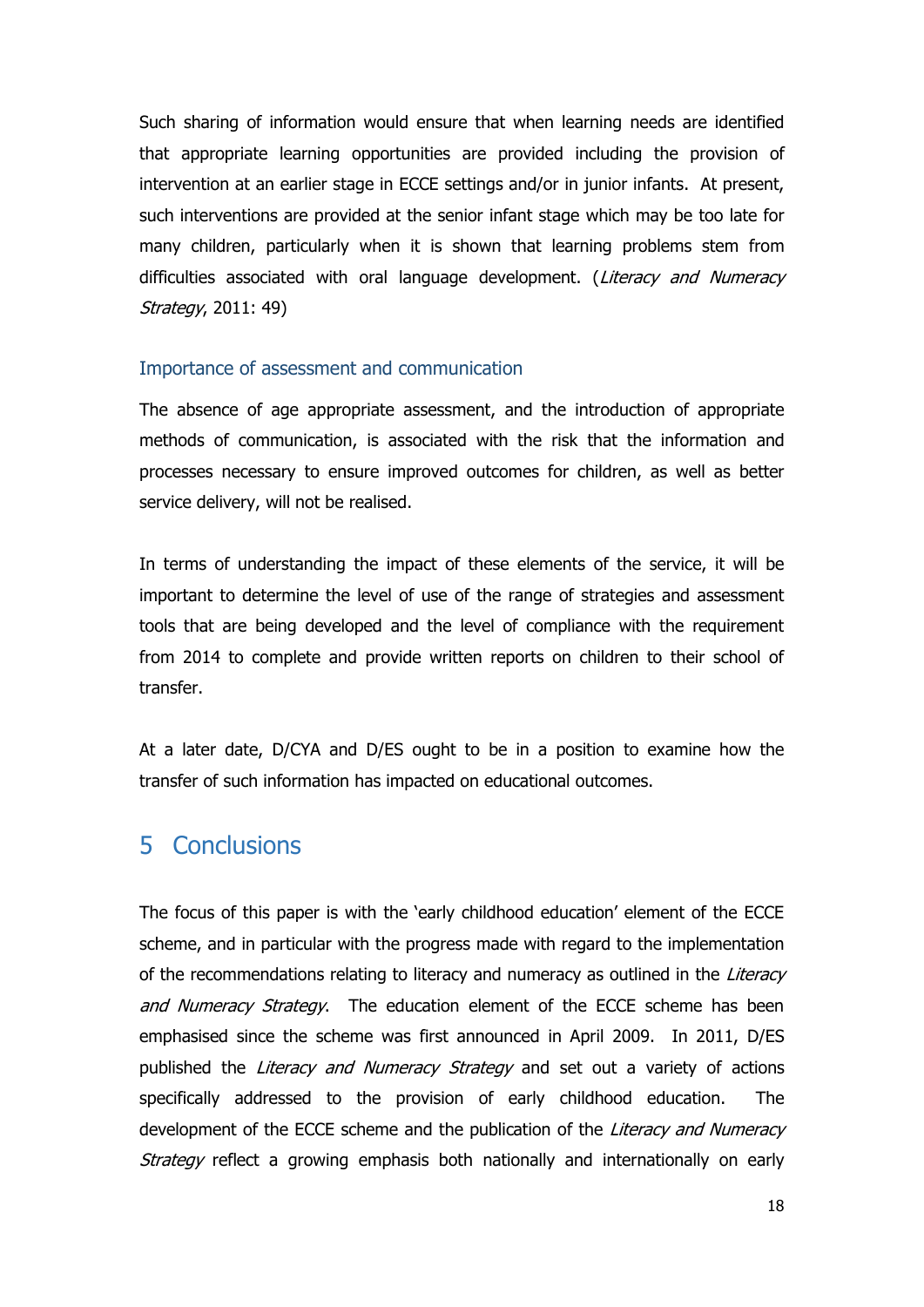Such sharing of information would ensure that when learning needs are identified that appropriate learning opportunities are provided including the provision of intervention at an earlier stage in ECCE settings and/or in junior infants. At present, such interventions are provided at the senior infant stage which may be too late for many children, particularly when it is shown that learning problems stem from difficulties associated with oral language development. (*Literacy and Numeracy Strategy*, 2011: 49)

### Importance of assessment and communication

The absence of age appropriate assessment, and the introduction of appropriate methods of communication, is associated with the risk that the information and processes necessary to ensure improved outcomes for children, as well as better service delivery, will not be realised.

In terms of understanding the impact of these elements of the service, it will be important to determine the level of use of the range of strategies and assessment tools that are being developed and the level of compliance with the requirement from 2014 to complete and provide written reports on children to their school of transfer.

At a later date, D/CYA and D/ES ought to be in a position to examine how the transfer of such information has impacted on educational outcomes.

# 5 Conclusions

The focus of this paper is with the 'early childhood education' element of the ECCE scheme, and in particular with the progress made with regard to the implementation of the recommendations relating to literacy and numeracy as outlined in the *Literacy and Numeracy Strategy*. The education element of the ECCE scheme has been emphasised since the scheme was first announced in April 2009. In 2011, D/ES published the *Literacy and Numeracy Strategy* and set out a variety of actions specifically addressed to the provision of early childhood education. The development of the ECCE scheme and the publication of the *Literacy and Numeracy Strategy* reflect a growing emphasis both nationally and internationally on early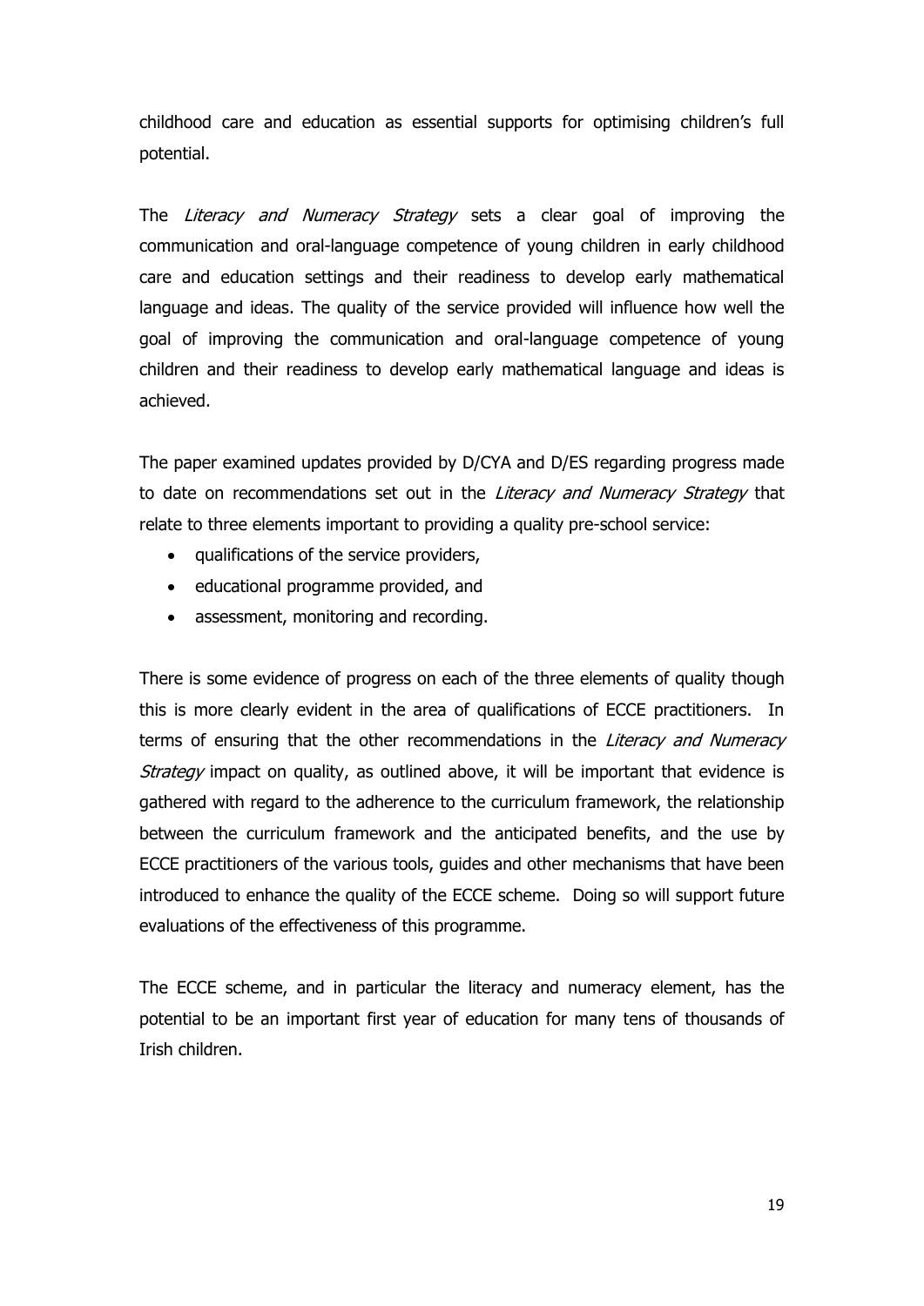childhood care and education as essential supports for optimising children's full potential.

The *Literacy and Numeracy Strategy* sets a clear goal of improving the communication and oral-language competence of young children in early childhood care and education settings and their readiness to develop early mathematical language and ideas. The quality of the service provided will influence how well the goal of improving the communication and oral-language competence of young children and their readiness to develop early mathematical language and ideas is achieved.

The paper examined updates provided by D/CYA and D/ES regarding progress made to date on recommendations set out in the *Literacy and Numeracy Strategy* that relate to three elements important to providing a quality pre-school service:

- qualifications of the service providers,
- educational programme provided, and
- assessment, monitoring and recording.

There is some evidence of progress on each of the three elements of quality though this is more clearly evident in the area of qualifications of ECCE practitioners. In terms of ensuring that the other recommendations in the *Literacy and Numeracy Strategy* impact on quality, as outlined above, it will be important that evidence is gathered with regard to the adherence to the curriculum framework, the relationship between the curriculum framework and the anticipated benefits, and the use by ECCE practitioners of the various tools, guides and other mechanisms that have been introduced to enhance the quality of the ECCE scheme. Doing so will support future evaluations of the effectiveness of this programme.

The ECCE scheme, and in particular the literacy and numeracy element, has the potential to be an important first year of education for many tens of thousands of Irish children.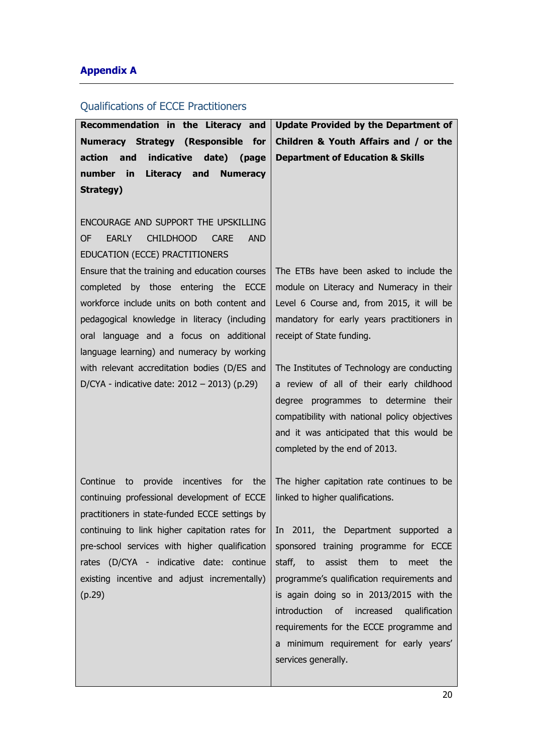## Appendix A

### Qualifications of ECCE Practitioners

| Recommendation in the Literacy and Numeracy Strategy (Responsible for action and indicative date) (page number in Literacy and Numeracy Strategy) | Update Provided by the Department of Children & Youth Affairs and / or the Department of Education & Skills |
|---|---|
| ENCOURAGE AND SUPPORT THE UPSKILLING OF EARLY CHILDHOOD CARE AND EDUCATION (ECCE) PRACTITIONERS | |
| Ensure that the training and education courses completed by those entering the ECCE workforce include units on both content and pedagogical knowledge in literacy (including oral language and a focus on additional language learning) and numeracy by working with relevant accreditation bodies (D/ES and D/CYA - indicative date: 2012 – 2013) (p.29) | The ETBs have been asked to include the module on Literacy and Numeracy in their Level 6 Course and, from 2015, it will be mandatory for early years practitioners in receipt of State funding.<br><br>The Institutes of Technology are conducting a review of all of their early childhood degree programmes to determine their compatibility with national policy objectives and it was anticipated that this would be completed by the end of 2013. |
| Continue to provide incentives for the continuing professional development of ECCE practitioners in state-funded ECCE settings by continuing to link higher capitation rates for pre-school services with higher qualification rates (D/CYA - indicative date: continue existing incentive and adjust incrementally) (p.29) | The higher capitation rate continues to be linked to higher qualifications.<br><br>In 2011, the Department supported a sponsored training programme for ECCE staff, to assist them to meet the programme's qualification requirements and is again doing so in 2013/2015 with the introduction of increased qualification requirements for the ECCE programme and a minimum requirement for early years' services generally. |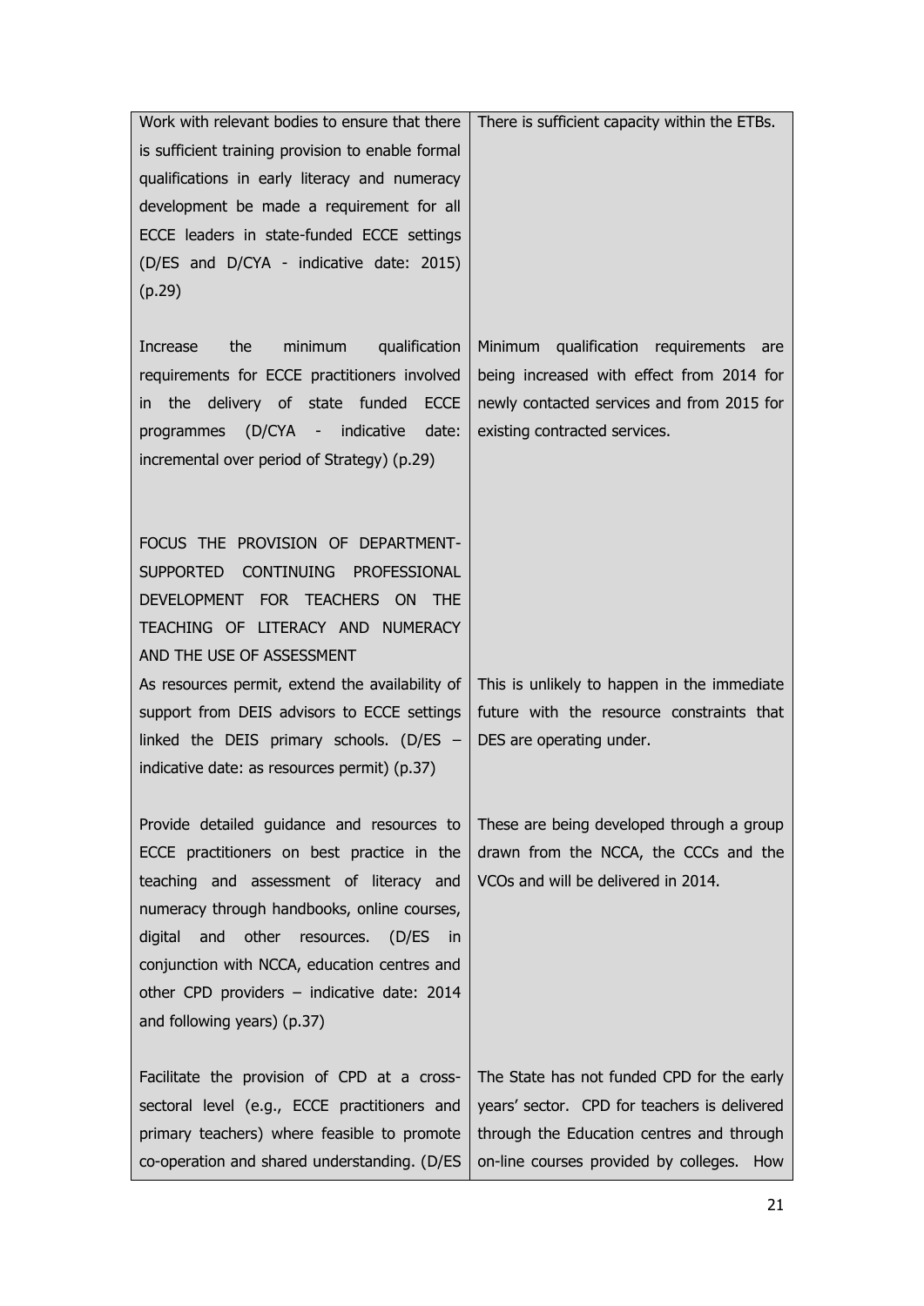| | |
|---|---|
| Work with relevant bodies to ensure that there is sufficient training provision to enable formal qualifications in early literacy and numeracy development be made a requirement for all ECCE leaders in state-funded ECCE settings (D/ES and D/CYA - indicative date: 2015) (p.29) | There is sufficient capacity within the ETBs. |
| Increase the minimum qualification requirements for ECCE practitioners involved in the delivery of state funded ECCE programmes (D/CYA - indicative date: incremental over period of Strategy) (p.29) | Minimum qualification requirements are being increased with effect from 2014 for newly contacted services and from 2015 for existing contracted services. |
| FOCUS THE PROVISION OF DEPARTMENT-SUPPORTED CONTINUING PROFESSIONAL DEVELOPMENT FOR TEACHERS ON THE TEACHING OF LITERACY AND NUMERACY AND THE USE OF ASSESSMENT<br>As resources permit, extend the availability of support from DEIS advisors to ECCE settings linked the DEIS primary schools. (D/ES – indicative date: as resources permit) (p.37) | This is unlikely to happen in the immediate future with the resource constraints that DES are operating under. |
| Provide detailed guidance and resources to ECCE practitioners on best practice in the teaching and assessment of literacy and numeracy through handbooks, online courses, digital and other resources. (D/ES in conjunction with NCCA, education centres and other CPD providers – indicative date: 2014 and following years) (p.37) | These are being developed through a group drawn from the NCCA, the CCCs and the VCOs and will be delivered in 2014. |
| Facilitate the provision of CPD at a cross-sectoral level (e.g., ECCE practitioners and primary teachers) where feasible to promote co-operation and shared understanding. (D/ES | The State has not funded CPD for the early years' sector. CPD for teachers is delivered through the Education centres and through on-line courses provided by colleges. How |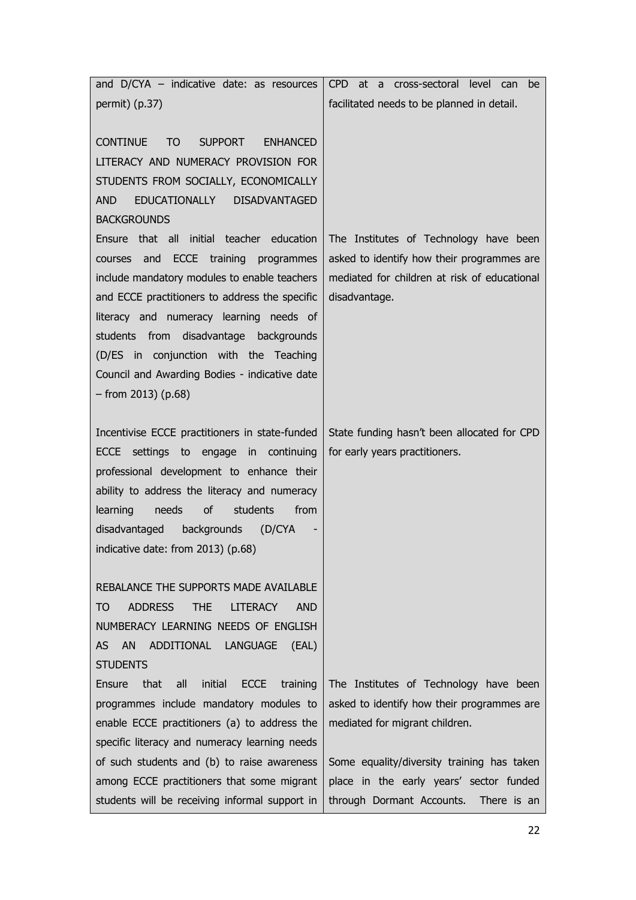| | |
|---|---|
| and D/CYA – indicative date: as resources permit) (p.37) | CPD at a cross-sectoral level can be facilitated needs to be planned in detail. |
| CONTINUE TO SUPPORT ENHANCED LITERACY AND NUMERACY PROVISION FOR STUDENTS FROM SOCIALLY, ECONOMICALLY AND EDUCATIONALLY DISADVANTAGED BACKGROUNDS | |
| Ensure that all initial teacher education courses and ECCE training programmes include mandatory modules to enable teachers and ECCE practitioners to address the specific literacy and numeracy learning needs of students from disadvantage backgrounds (D/ES in conjunction with the Teaching Council and Awarding Bodies - indicative date – from 2013) (p.68) | The Institutes of Technology have been asked to identify how their programmes are mediated for children at risk of educational disadvantage. |
| Incentivise ECCE practitioners in state-funded ECCE settings to engage in continuing professional development to enhance their ability to address the literacy and numeracy learning needs of students from disadvantaged backgrounds (D/CYA - indicative date: from 2013) (p.68) | State funding hasn't been allocated for CPD for early years practitioners. |
| REBALANCE THE SUPPORTS MADE AVAILABLE TO ADDRESS THE LITERACY AND NUMBERACY LEARNING NEEDS OF ENGLISH AS AN ADDITIONAL LANGUAGE (EAL) STUDENTS | |
| Ensure that all initial ECCE training programmes include mandatory modules to enable ECCE practitioners (a) to address the specific literacy and numeracy learning needs of such students and (b) to raise awareness among ECCE practitioners that some migrant students will be receiving informal support in | The Institutes of Technology have been asked to identify how their programmes are mediated for migrant children.<br><br>Some equality/diversity training has taken place in the early years' sector funded through Dormant Accounts. There is an |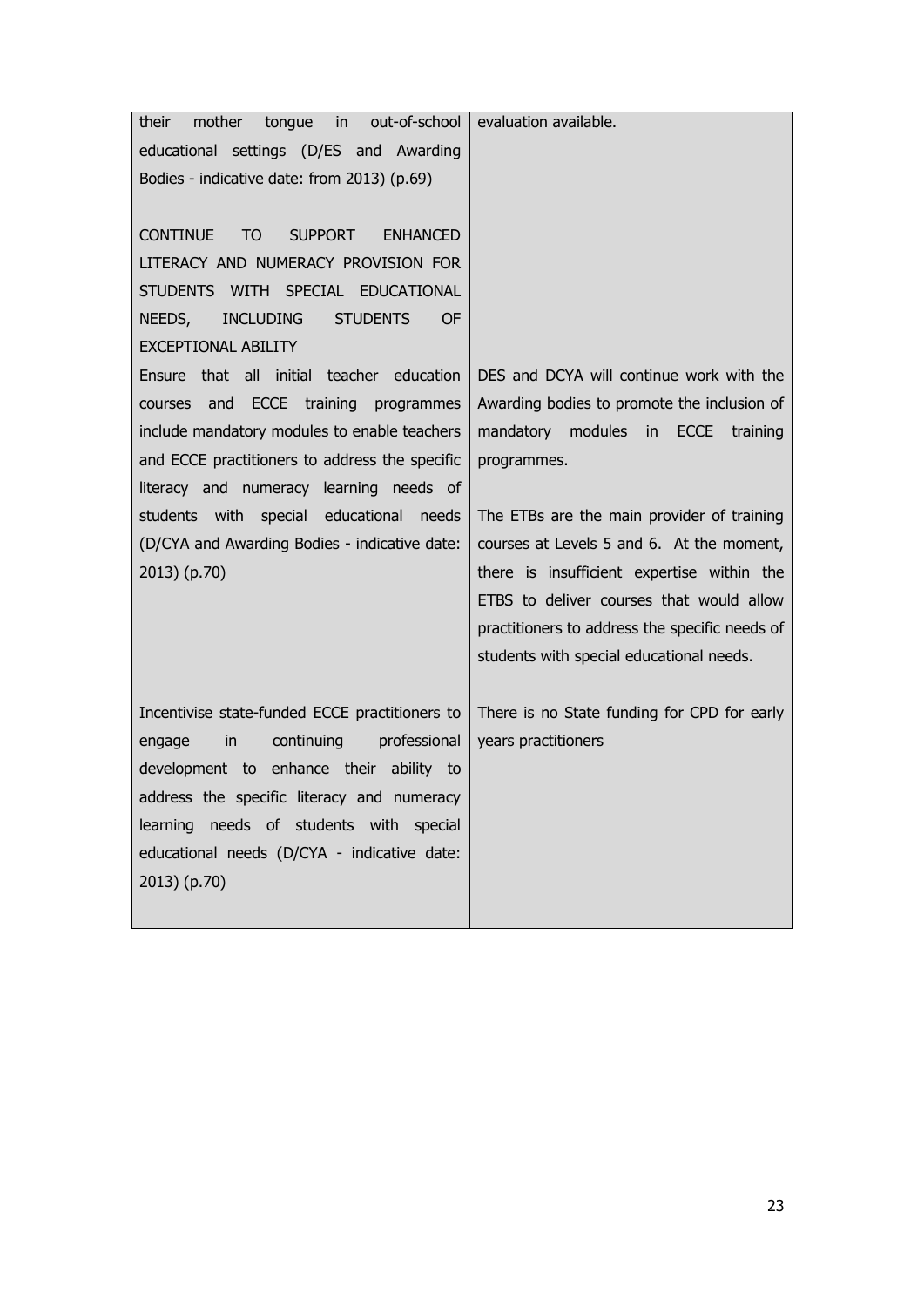| | |
|---|---|
| their mother tongue in out-of-school educational settings (D/ES and Awarding Bodies - indicative date: from 2013) (p.69) | evaluation available. |
| CONTINUE TO SUPPORT ENHANCED LITERACY AND NUMERACY PROVISION FOR STUDENTS WITH SPECIAL EDUCATIONAL NEEDS, INCLUDING STUDENTS OF EXCEPTIONAL ABILITY | |
| Ensure that all initial teacher education courses and ECCE training programmes include mandatory modules to enable teachers and ECCE practitioners to address the specific literacy and numeracy learning needs of students with special educational needs (D/CYA and Awarding Bodies - indicative date: 2013) (p.70) | DES and DCYA will continue work with the Awarding bodies to promote the inclusion of mandatory modules in ECCE training programmes.<br><br>The ETBs are the main provider of training courses at Levels 5 and 6. At the moment, there is insufficient expertise within the ETBS to deliver courses that would allow practitioners to address the specific needs of students with special educational needs. |
| Incentivise state-funded ECCE practitioners to engage in continuing professional development to enhance their ability to address the specific literacy and numeracy learning needs of students with special educational needs (D/CYA - indicative date: 2013) (p.70) | There is no State funding for CPD for early years practitioners |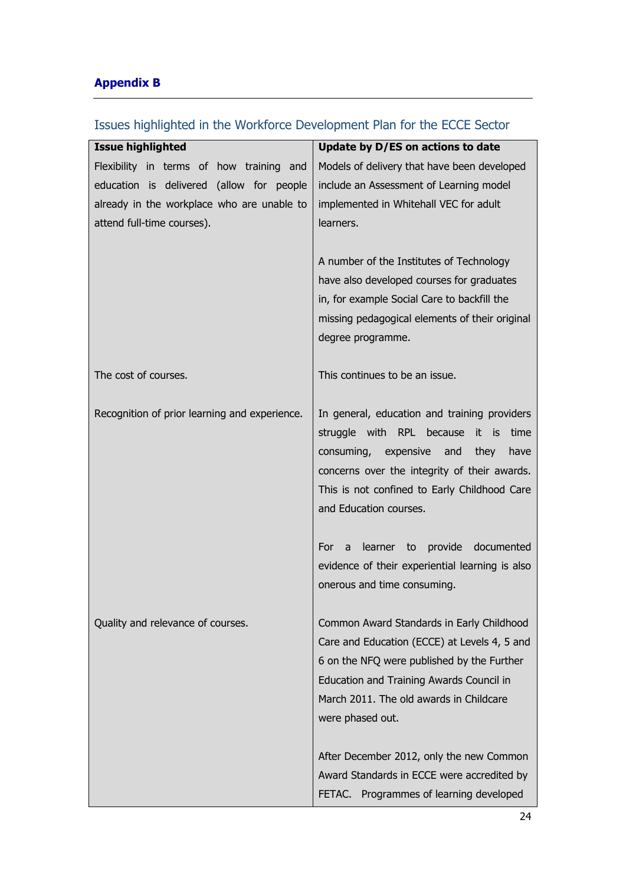## Appendix B

### Issues highlighted in the Workforce Development Plan for the ECCE Sector

| Issue highlighted | Update by D/ES on actions to date |
|---|---|
| Flexibility in terms of how training and education is delivered (allow for people already in the workplace who are unable to attend full-time courses). | Models of delivery that have been developed include an Assessment of Learning model implemented in Whitehall VEC for adult learners.<br><br>A number of the Institutes of Technology have also developed courses for graduates in, for example Social Care to backfill the missing pedagogical elements of their original degree programme. |
| The cost of courses. | This continues to be an issue. |
| Recognition of prior learning and experience. | In general, education and training providers struggle with RPL because it is time consuming, expensive and they have concerns over the integrity of their awards. This is not confined to Early Childhood Care and Education courses.<br><br>For a learner to provide documented evidence of their experiential learning is also onerous and time consuming. |
| Quality and relevance of courses. | Common Award Standards in Early Childhood Care and Education (ECCE) at Levels 4, 5 and 6 on the NFQ were published by the Further Education and Training Awards Council in March 2011. The old awards in Childcare were phased out.<br><br>After December 2012, only the new Common Award Standards in ECCE were accredited by FETAC. Programmes of learning developed |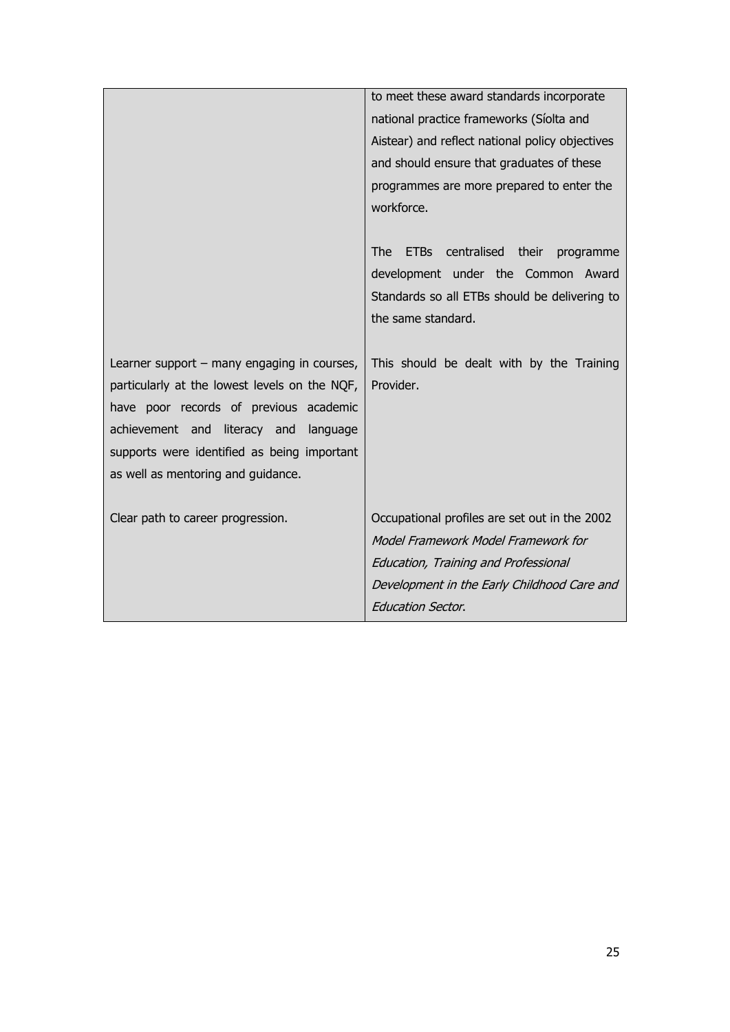| | |
|---|---|
| | to meet these award standards incorporate national practice frameworks (Síolta and Aistear) and reflect national policy objectives and should ensure that graduates of these programmes are more prepared to enter the workforce.<br><br>The ETBs centralised their programme development under the Common Award Standards so all ETBs should be delivering to the same standard. |
| Learner support – many engaging in courses, particularly at the lowest levels on the NQF, have poor records of previous academic achievement and literacy and language supports were identified as being important as well as mentoring and guidance. | This should be dealt with by the Training Provider. |
| Clear path to career progression. | Occupational profiles are set out in the 2002 *Model Framework Model Framework for Education, Training and Professional Development in the Early Childhood Care and Education Sector*. |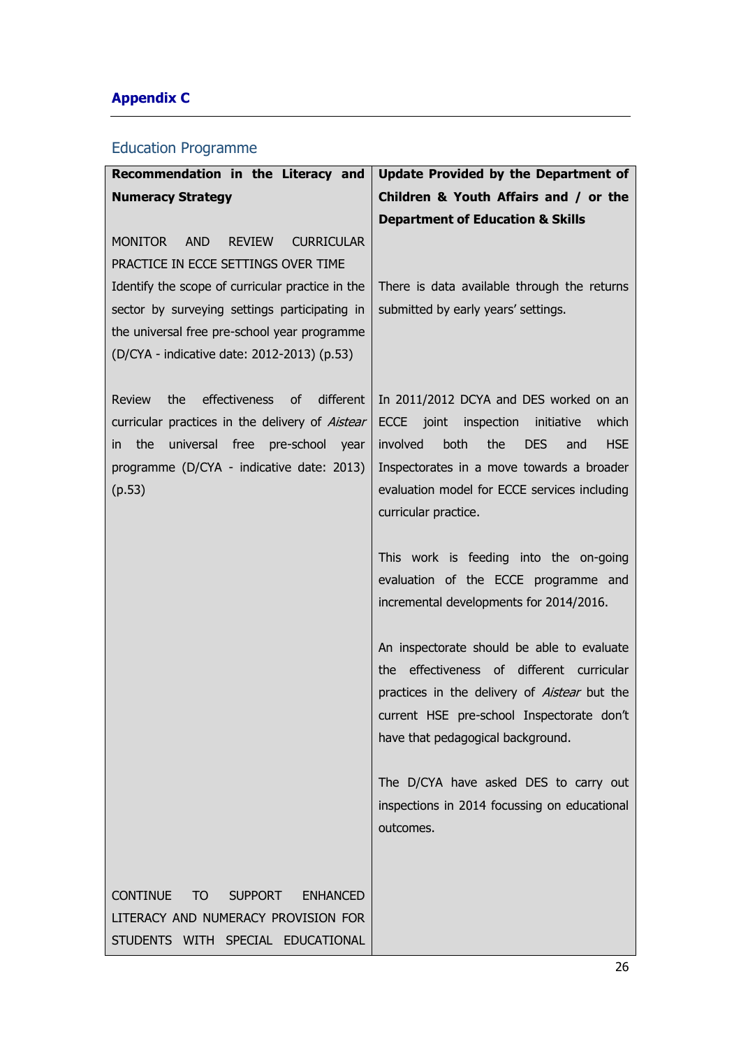## Appendix C

### Education Programme

| Recommendation in the Literacy and Numeracy Strategy | Update Provided by the Department of Children & Youth Affairs and / or the Department of Education & Skills |
|---|---|
| MONITOR AND REVIEW CURRICULAR PRACTICE IN ECCE SETTINGS OVER TIME | |
| Identify the scope of curricular practice in the sector by surveying settings participating in the universal free pre-school year programme (D/CYA - indicative date: 2012-2013) (p.53) | There is data available through the returns submitted by early years' settings. |
| Review the effectiveness of different curricular practices in the delivery of *Aistear* in the universal free pre-school year programme (D/CYA - indicative date: 2013) (p.53) | In 2011/2012 DCYA and DES worked on an ECCE joint inspection initiative which involved both the DES and HSE Inspectorates in a move towards a broader evaluation model for ECCE services including curricular practice.<br><br>This work is feeding into the on-going evaluation of the ECCE programme and incremental developments for 2014/2016.<br><br>An inspectorate should be able to evaluate the effectiveness of different curricular practices in the delivery of *Aistear* but the current HSE pre-school Inspectorate don't have that pedagogical background.<br><br>The D/CYA have asked DES to carry out inspections in 2014 focussing on educational outcomes. |
| CONTINUE TO SUPPORT ENHANCED LITERACY AND NUMERACY PROVISION FOR STUDENTS WITH SPECIAL EDUCATIONAL | |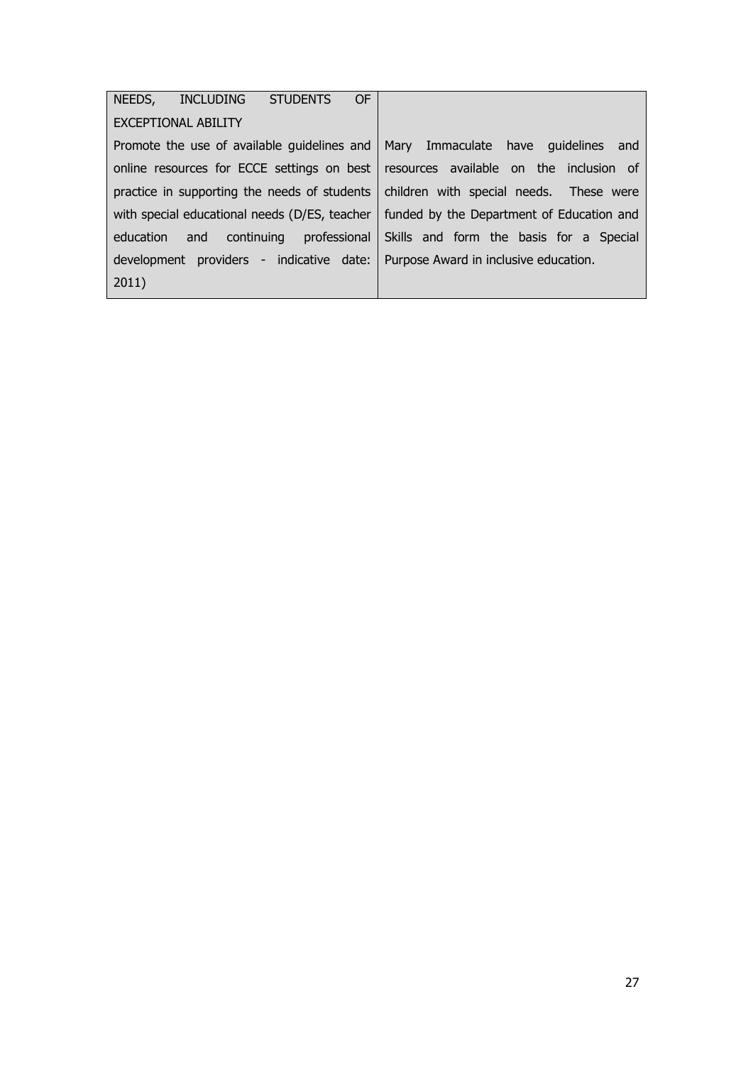| NEEDS, INCLUDING STUDENTS OF EXCEPTIONAL ABILITY | |
|---|---|
| Promote the use of available guidelines and online resources for ECCE settings on best practice in supporting the needs of students with special educational needs (D/ES, teacher education and continuing professional development providers - indicative date: 2011) | Mary Immaculate have guidelines and resources available on the inclusion of children with special needs. These were funded by the Department of Education and Skills and form the basis for a Special Purpose Award in inclusive education. |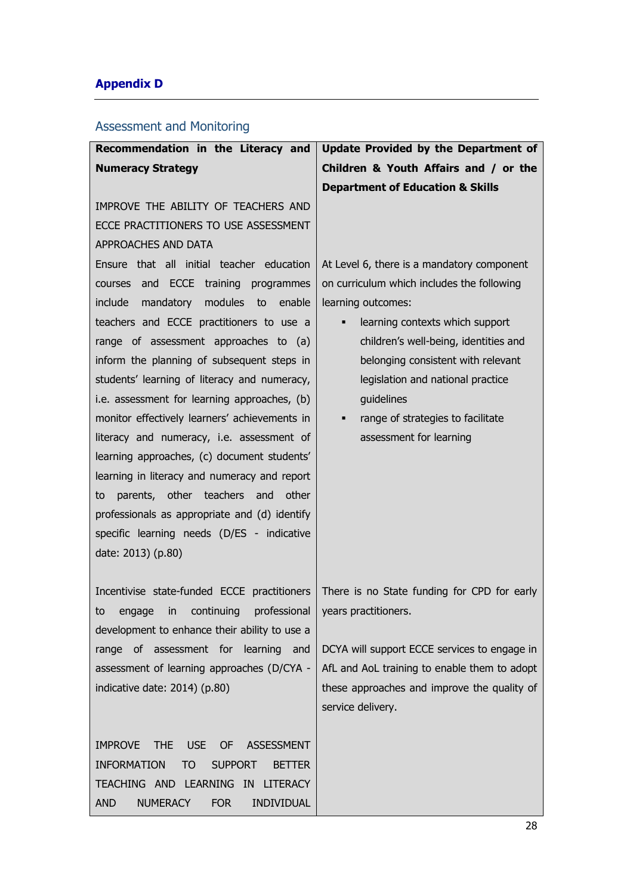## Appendix D

### Assessment and Monitoring

| Recommendation in the Literacy and Numeracy Strategy | Update Provided by the Department of Children & Youth Affairs and / or the Department of Education & Skills |
|---|---|
| IMPROVE THE ABILITY OF TEACHERS AND ECCE PRACTITIONERS TO USE ASSESSMENT APPROACHES AND DATA | |
| Ensure that all initial teacher education courses and ECCE training programmes include mandatory modules to enable teachers and ECCE practitioners to use a range of assessment approaches to (a) inform the planning of subsequent steps in students' learning of literacy and numeracy, i.e. assessment for learning approaches, (b) monitor effectively learners' achievements in literacy and numeracy, i.e. assessment of learning approaches, (c) document students' learning in literacy and numeracy and report to parents, other teachers and other professionals as appropriate and (d) identify specific learning needs (D/ES - indicative date: 2013) (p.80) | At Level 6, there is a mandatory component on curriculum which includes the following learning outcomes:<br>▪ learning contexts which support children's well-being, identities and belonging consistent with relevant legislation and national practice guidelines<br>▪ range of strategies to facilitate assessment for learning |
| Incentivise state-funded ECCE practitioners to engage in continuing professional development to enhance their ability to use a range of assessment for learning and assessment of learning approaches (D/CYA - indicative date: 2014) (p.80) | There is no State funding for CPD for early years practitioners.<br><br>DCYA will support ECCE services to engage in AfL and AoL training to enable them to adopt these approaches and improve the quality of service delivery. |
| IMPROVE THE USE OF ASSESSMENT INFORMATION TO SUPPORT BETTER TEACHING AND LEARNING IN LITERACY AND NUMERACY FOR INDIVIDUAL | |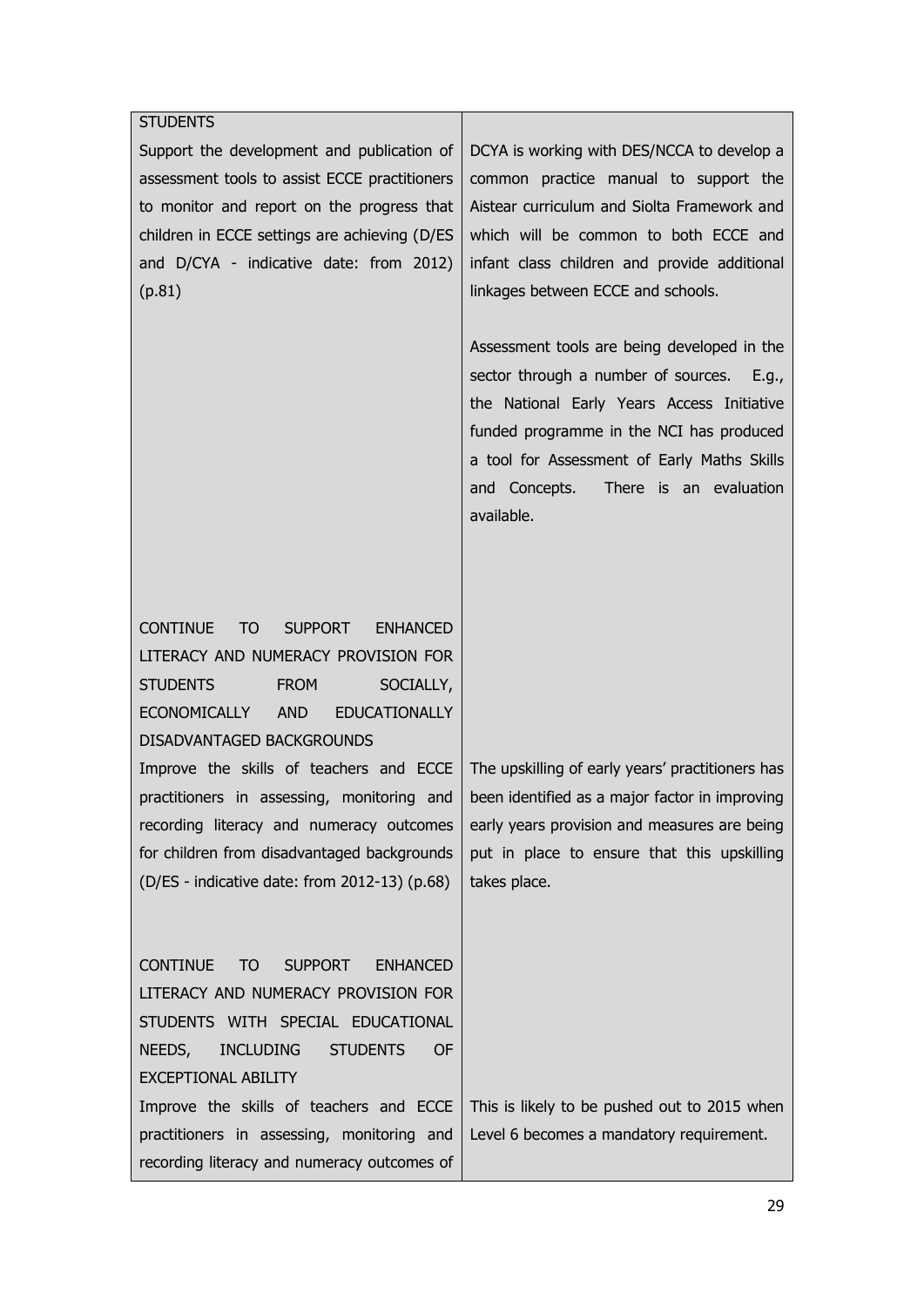| | |
|---|---|
| STUDENTS<br>Support the development and publication of assessment tools to assist ECCE practitioners to monitor and report on the progress that children in ECCE settings are achieving (D/ES and D/CYA - indicative date: from 2012) (p.81) | DCYA is working with DES/NCCA to develop a common practice manual to support the Aistear curriculum and Siolta Framework and which will be common to both ECCE and infant class children and provide additional linkages between ECCE and schools.<br><br>Assessment tools are being developed in the sector through a number of sources. E.g., the National Early Years Access Initiative funded programme in the NCI has produced a tool for Assessment of Early Maths Skills and Concepts. There is an evaluation available. |
| CONTINUE TO SUPPORT ENHANCED LITERACY AND NUMERACY PROVISION FOR STUDENTS FROM SOCIALLY, ECONOMICALLY AND EDUCATIONALLY DISADVANTAGED BACKGROUNDS<br>Improve the skills of teachers and ECCE practitioners in assessing, monitoring and recording literacy and numeracy outcomes for children from disadvantaged backgrounds (D/ES - indicative date: from 2012-13) (p.68) | The upskilling of early years' practitioners has been identified as a major factor in improving early years provision and measures are being put in place to ensure that this upskilling takes place. |
| CONTINUE TO SUPPORT ENHANCED LITERACY AND NUMERACY PROVISION FOR STUDENTS WITH SPECIAL EDUCATIONAL NEEDS, INCLUDING STUDENTS OF EXCEPTIONAL ABILITY<br>Improve the skills of teachers and ECCE practitioners in assessing, monitoring and recording literacy and numeracy outcomes of | This is likely to be pushed out to 2015 when Level 6 becomes a mandatory requirement. |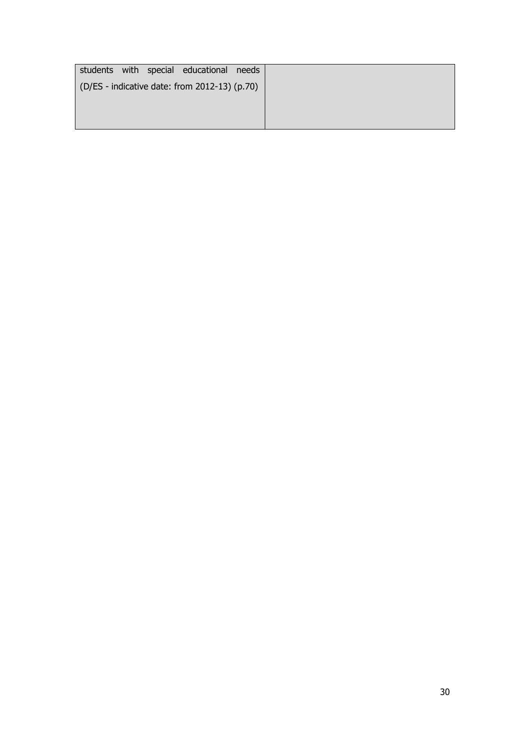| students with special educational needs (D/ES - indicative date: from 2012-13) (p.70) | |
|---|---|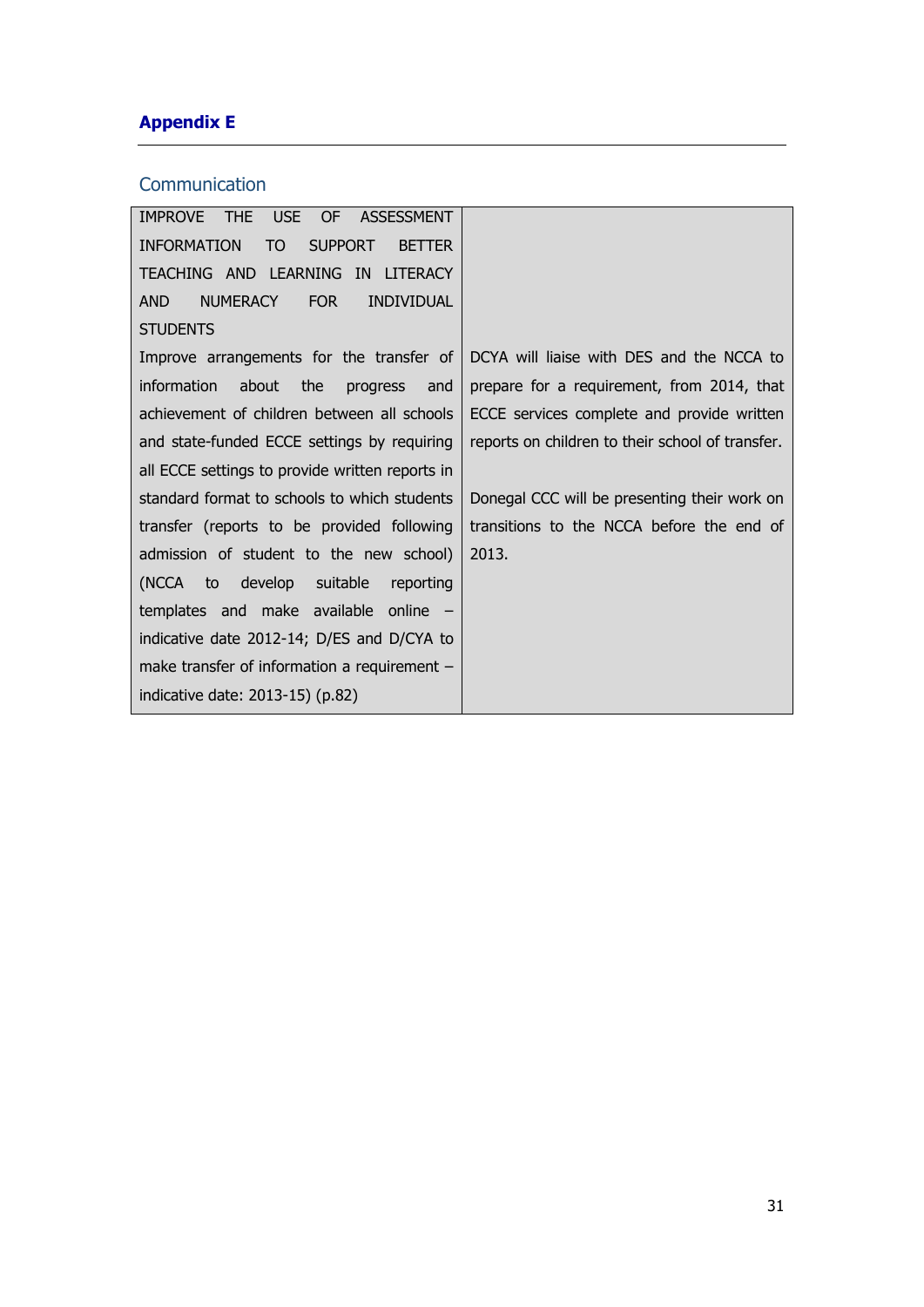## Appendix E

### Communication

| IMPROVE THE USE OF ASSESSMENT INFORMATION TO SUPPORT BETTER TEACHING AND LEARNING IN LITERACY AND NUMERACY FOR INDIVIDUAL STUDENTS | |
|---|---|
| Improve arrangements for the transfer of information about the progress and achievement of children between all schools and state-funded ECCE settings by requiring all ECCE settings to provide written reports in standard format to schools to which students transfer (reports to be provided following admission of student to the new school) (NCCA to develop suitable reporting templates and make available online – indicative date 2012-14; D/ES and D/CYA to make transfer of information a requirement – indicative date: 2013-15) (p.82) | DCYA will liaise with DES and the NCCA to prepare for a requirement, from 2014, that ECCE services complete and provide written reports on children to their school of transfer.<br><br>Donegal CCC will be presenting their work on transitions to the NCCA before the end of 2013. |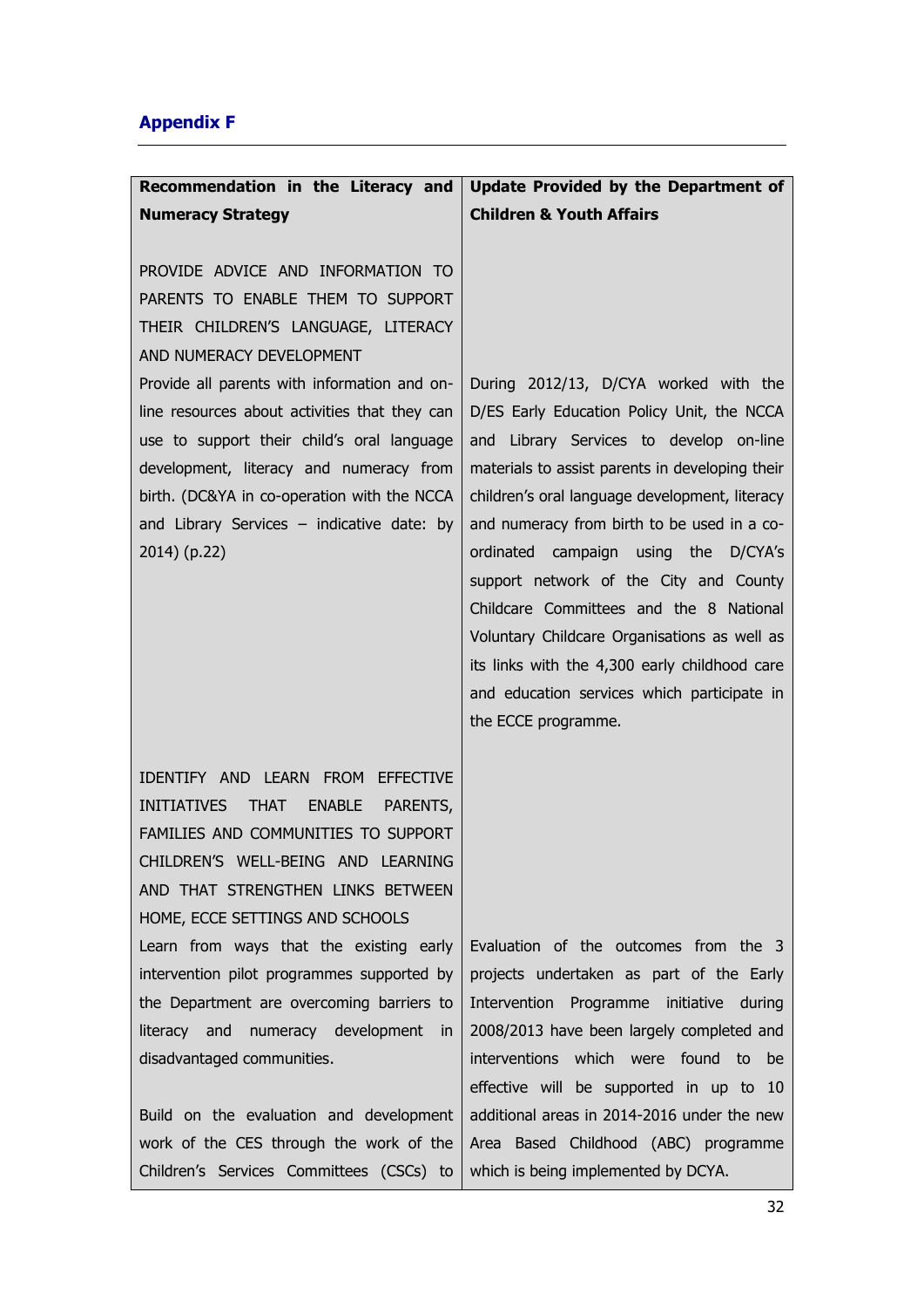## Appendix F

| Recommendation in the Literacy and Numeracy Strategy | Update Provided by the Department of Children & Youth Affairs |
|---|---|
| PROVIDE ADVICE AND INFORMATION TO PARENTS TO ENABLE THEM TO SUPPORT THEIR CHILDREN'S LANGUAGE, LITERACY AND NUMERACY DEVELOPMENT | |
| Provide all parents with information and on-line resources about activities that they can use to support their child's oral language development, literacy and numeracy from birth. (DC&YA in co-operation with the NCCA and Library Services – indicative date: by 2014) (p.22) | During 2012/13, D/CYA worked with the D/ES Early Education Policy Unit, the NCCA and Library Services to develop on-line materials to assist parents in developing their children's oral language development, literacy and numeracy from birth to be used in a co-ordinated campaign using the D/CYA's support network of the City and County Childcare Committees and the 8 National Voluntary Childcare Organisations as well as its links with the 4,300 early childhood care and education services which participate in the ECCE programme. |
| IDENTIFY AND LEARN FROM EFFECTIVE INITIATIVES THAT ENABLE PARENTS, FAMILIES AND COMMUNITIES TO SUPPORT CHILDREN'S WELL-BEING AND LEARNING AND THAT STRENGTHEN LINKS BETWEEN HOME, ECCE SETTINGS AND SCHOOLS | |
| Learn from ways that the existing early intervention pilot programmes supported by the Department are overcoming barriers to literacy and numeracy development in disadvantaged communities.<br><br>Build on the evaluation and development work of the CES through the work of the Children's Services Committees (CSCs) to | Evaluation of the outcomes from the 3 projects undertaken as part of the Early Intervention Programme initiative during 2008/2013 have been largely completed and interventions which were found to be effective will be supported in up to 10 additional areas in 2014-2016 under the new Area Based Childhood (ABC) programme which is being implemented by DCYA. |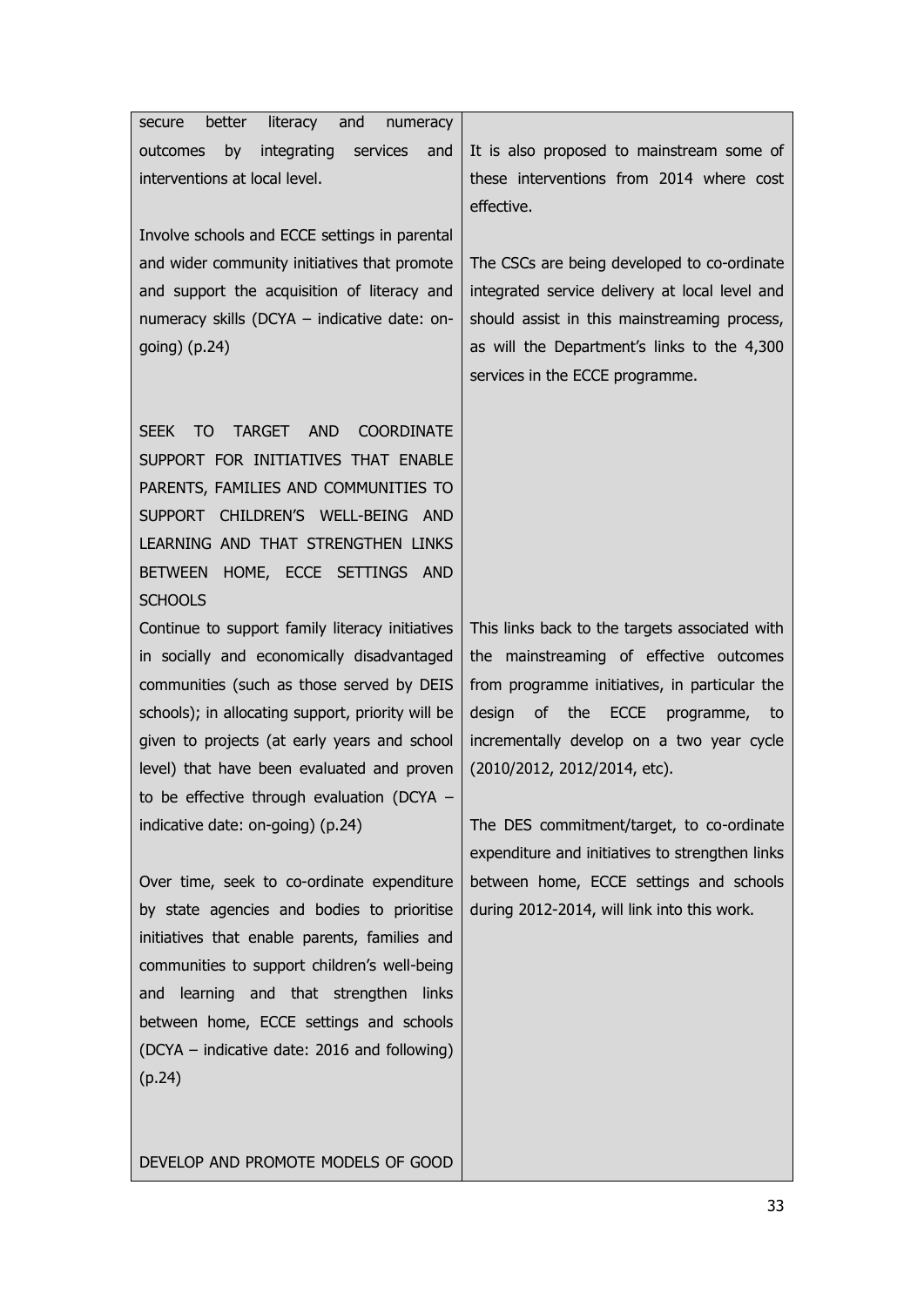| | |
|---|---|
| secure better literacy and numeracy outcomes by integrating services and interventions at local level.<br><br>Involve schools and ECCE settings in parental and wider community initiatives that promote and support the acquisition of literacy and numeracy skills (DCYA – indicative date: on-going) (p.24) | It is also proposed to mainstream some of these interventions from 2014 where cost effective.<br><br>The CSCs are being developed to co-ordinate integrated service delivery at local level and should assist in this mainstreaming process, as will the Department's links to the 4,300 services in the ECCE programme. |
| SEEK TO TARGET AND COORDINATE SUPPORT FOR INITIATIVES THAT ENABLE PARENTS, FAMILIES AND COMMUNITIES TO SUPPORT CHILDREN'S WELL-BEING AND LEARNING AND THAT STRENGTHEN LINKS BETWEEN HOME, ECCE SETTINGS AND SCHOOLS<br>Continue to support family literacy initiatives in socially and economically disadvantaged communities (such as those served by DEIS schools); in allocating support, priority will be given to projects (at early years and school level) that have been evaluated and proven to be effective through evaluation (DCYA – indicative date: on-going) (p.24)<br><br>Over time, seek to co-ordinate expenditure by state agencies and bodies to prioritise initiatives that enable parents, families and communities to support children's well-being and learning and that strengthen links between home, ECCE settings and schools (DCYA – indicative date: 2016 and following) (p.24) | This links back to the targets associated with the mainstreaming of effective outcomes from programme initiatives, in particular the design of the ECCE programme, to incrementally develop on a two year cycle (2010/2012, 2012/2014, etc).<br><br>The DES commitment/target, to co-ordinate expenditure and initiatives to strengthen links between home, ECCE settings and schools during 2012-2014, will link into this work. |
| DEVELOP AND PROMOTE MODELS OF GOOD | |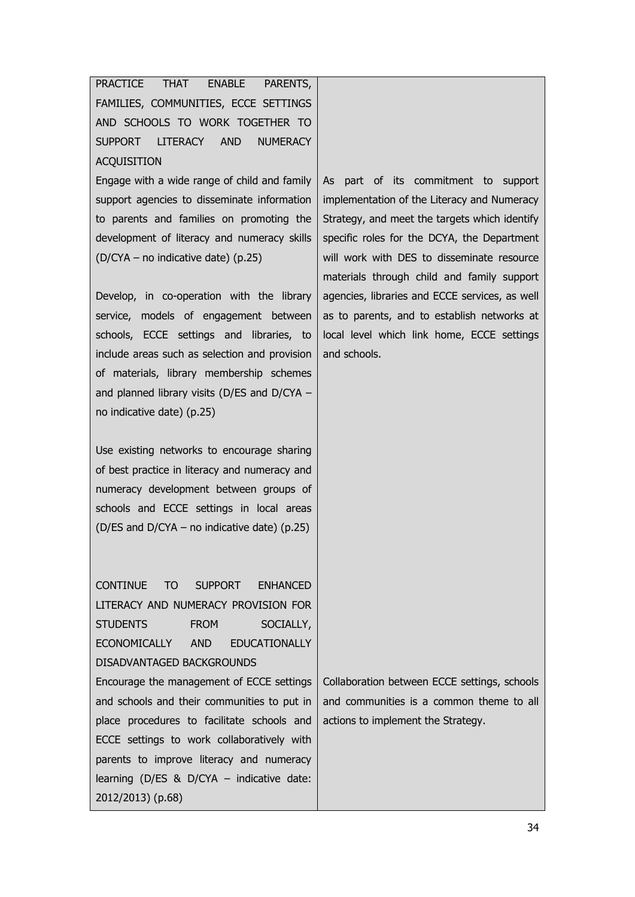| | |
|---|---|
| PRACTICE THAT ENABLE PARENTS, FAMILIES, COMMUNITIES, ECCE SETTINGS AND SCHOOLS TO WORK TOGETHER TO SUPPORT LITERACY AND NUMERACY ACQUISITION<br><br>Engage with a wide range of child and family support agencies to disseminate information to parents and families on promoting the development of literacy and numeracy skills (D/CYA – no indicative date) (p.25)<br><br>Develop, in co-operation with the library service, models of engagement between schools, ECCE settings and libraries, to include areas such as selection and provision of materials, library membership schemes and planned library visits (D/ES and D/CYA – no indicative date) (p.25)<br><br>Use existing networks to encourage sharing of best practice in literacy and numeracy and numeracy development between groups of schools and ECCE settings in local areas (D/ES and D/CYA – no indicative date) (p.25) | As part of its commitment to support implementation of the Literacy and Numeracy Strategy, and meet the targets which identify specific roles for the DCYA, the Department will work with DES to disseminate resource materials through child and family support agencies, libraries and ECCE services, as well as to parents, and to establish networks at local level which link home, ECCE settings and schools. |
| CONTINUE TO SUPPORT ENHANCED LITERACY AND NUMERACY PROVISION FOR STUDENTS FROM SOCIALLY, ECONOMICALLY AND EDUCATIONALLY DISADVANTAGED BACKGROUNDS<br><br>Encourage the management of ECCE settings and schools and their communities to put in place procedures to facilitate schools and ECCE settings to work collaboratively with parents to improve literacy and numeracy learning (D/ES & D/CYA – indicative date: 2012/2013) (p.68) | Collaboration between ECCE settings, schools and communities is a common theme to all actions to implement the Strategy. |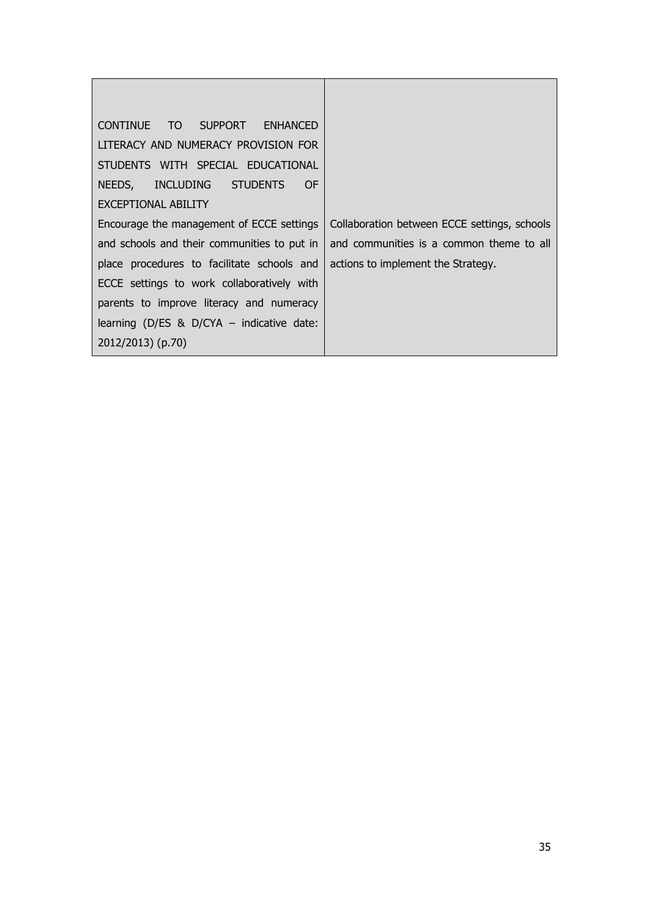| | |
|---|---|
| CONTINUE TO SUPPORT ENHANCED LITERACY AND NUMERACY PROVISION FOR STUDENTS WITH SPECIAL EDUCATIONAL NEEDS, INCLUDING STUDENTS OF EXCEPTIONAL ABILITY<br>Encourage the management of ECCE settings and schools and their communities to put in place procedures to facilitate schools and ECCE settings to work collaboratively with parents to improve literacy and numeracy learning (D/ES & D/CYA – indicative date: 2012/2013) (p.70) | Collaboration between ECCE settings, schools and communities is a common theme to all actions to implement the Strategy. |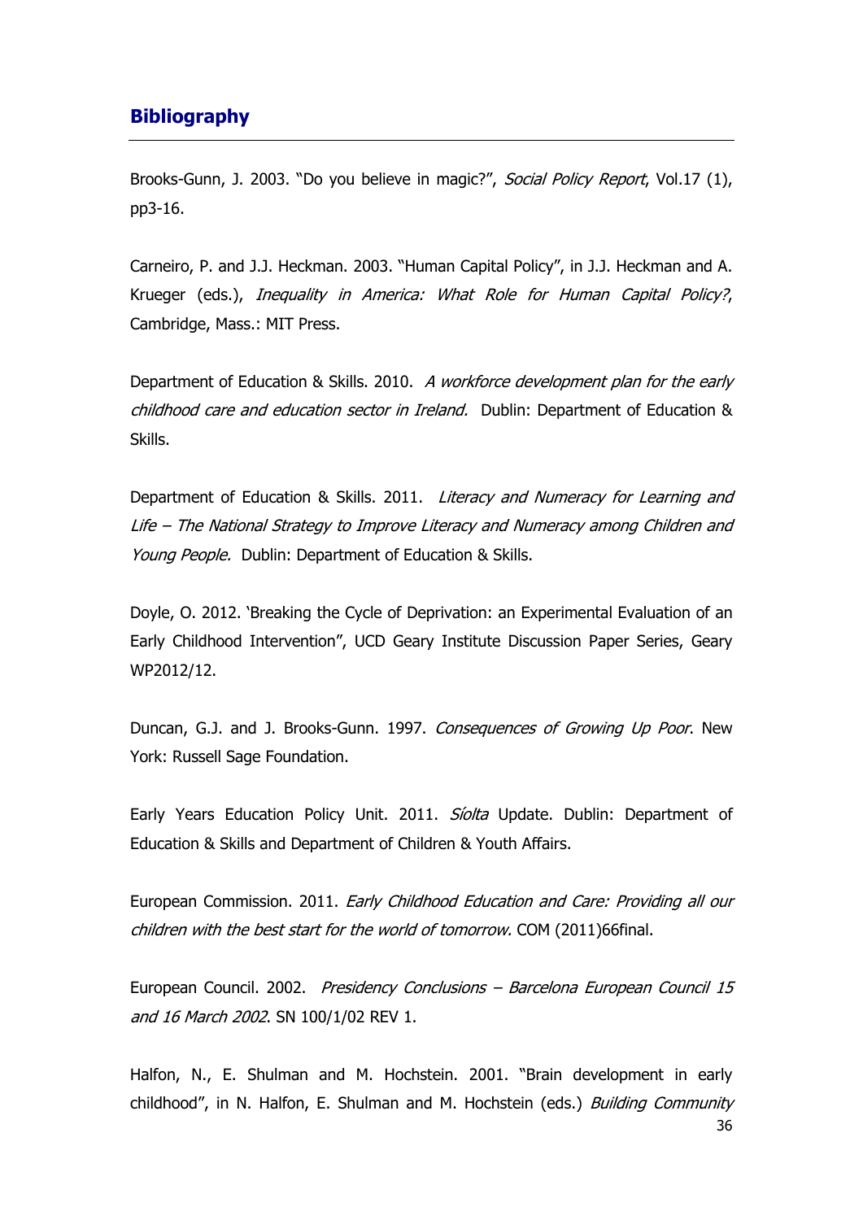## Bibliography

Brooks-Gunn, J. 2003. "Do you believe in magic?", *Social Policy Report*, Vol.17 (1), pp3-16.

Carneiro, P. and J.J. Heckman. 2003. "Human Capital Policy", in J.J. Heckman and A. Krueger (eds.), *Inequality in America: What Role for Human Capital Policy?*, Cambridge, Mass.: MIT Press.

Department of Education & Skills. 2010. *A workforce development plan for the early childhood care and education sector in Ireland.* Dublin: Department of Education & Skills.

Department of Education & Skills. 2011. *Literacy and Numeracy for Learning and Life – The National Strategy to Improve Literacy and Numeracy among Children and Young People.* Dublin: Department of Education & Skills.

Doyle, O. 2012. 'Breaking the Cycle of Deprivation: an Experimental Evaluation of an Early Childhood Intervention", UCD Geary Institute Discussion Paper Series, Geary WP2012/12.

Duncan, G.J. and J. Brooks-Gunn. 1997. *Consequences of Growing Up Poor*. New York: Russell Sage Foundation.

Early Years Education Policy Unit. 2011. *Síolta* Update. Dublin: Department of Education & Skills and Department of Children & Youth Affairs.

European Commission. 2011. *Early Childhood Education and Care: Providing all our children with the best start for the world of tomorrow.* COM (2011)66final.

European Council. 2002. *Presidency Conclusions – Barcelona European Council 15 and 16 March 2002*. SN 100/1/02 REV 1.

Halfon, N., E. Shulman and M. Hochstein. 2001. "Brain development in early childhood", in N. Halfon, E. Shulman and M. Hochstein (eds.) *Building Community*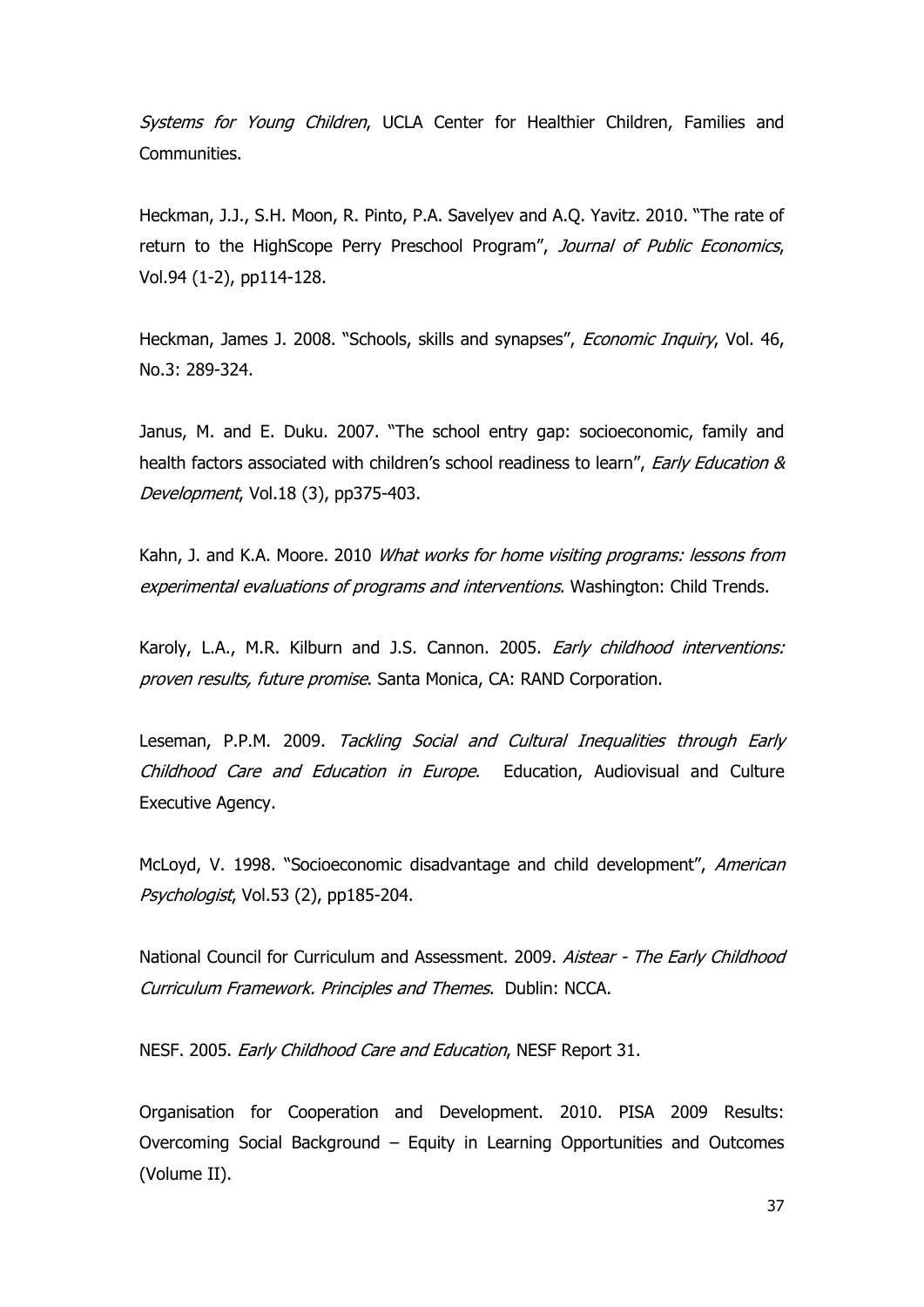*Systems for Young Children*, UCLA Center for Healthier Children, Families and Communities.

Heckman, J.J., S.H. Moon, R. Pinto, P.A. Savelyev and A.Q. Yavitz. 2010. "The rate of return to the HighScope Perry Preschool Program", *Journal of Public Economics*, Vol.94 (1-2), pp114-128.

Heckman, James J. 2008. "Schools, skills and synapses", *Economic Inquiry*, Vol. 46, No.3: 289-324.

Janus, M. and E. Duku. 2007. "The school entry gap: socioeconomic, family and health factors associated with children's school readiness to learn", *Early Education & Development*, Vol.18 (3), pp375-403.

Kahn, J. and K.A. Moore. 2010 *What works for home visiting programs: lessons from experimental evaluations of programs and interventions*. Washington: Child Trends.

Karoly, L.A., M.R. Kilburn and J.S. Cannon. 2005. *Early childhood interventions: proven results, future promise*. Santa Monica, CA: RAND Corporation.

Leseman, P.P.M. 2009. *Tackling Social and Cultural Inequalities through Early Childhood Care and Education in Europe*. Education, Audiovisual and Culture Executive Agency.

McLoyd, V. 1998. "Socioeconomic disadvantage and child development", *American Psychologist*, Vol.53 (2), pp185-204.

National Council for Curriculum and Assessment. 2009. *Aistear - The Early Childhood Curriculum Framework. Principles and Themes*. Dublin: NCCA.

NESF. 2005. *Early Childhood Care and Education*, NESF Report 31.

Organisation for Cooperation and Development. 2010. PISA 2009 Results: Overcoming Social Background – Equity in Learning Opportunities and Outcomes (Volume II).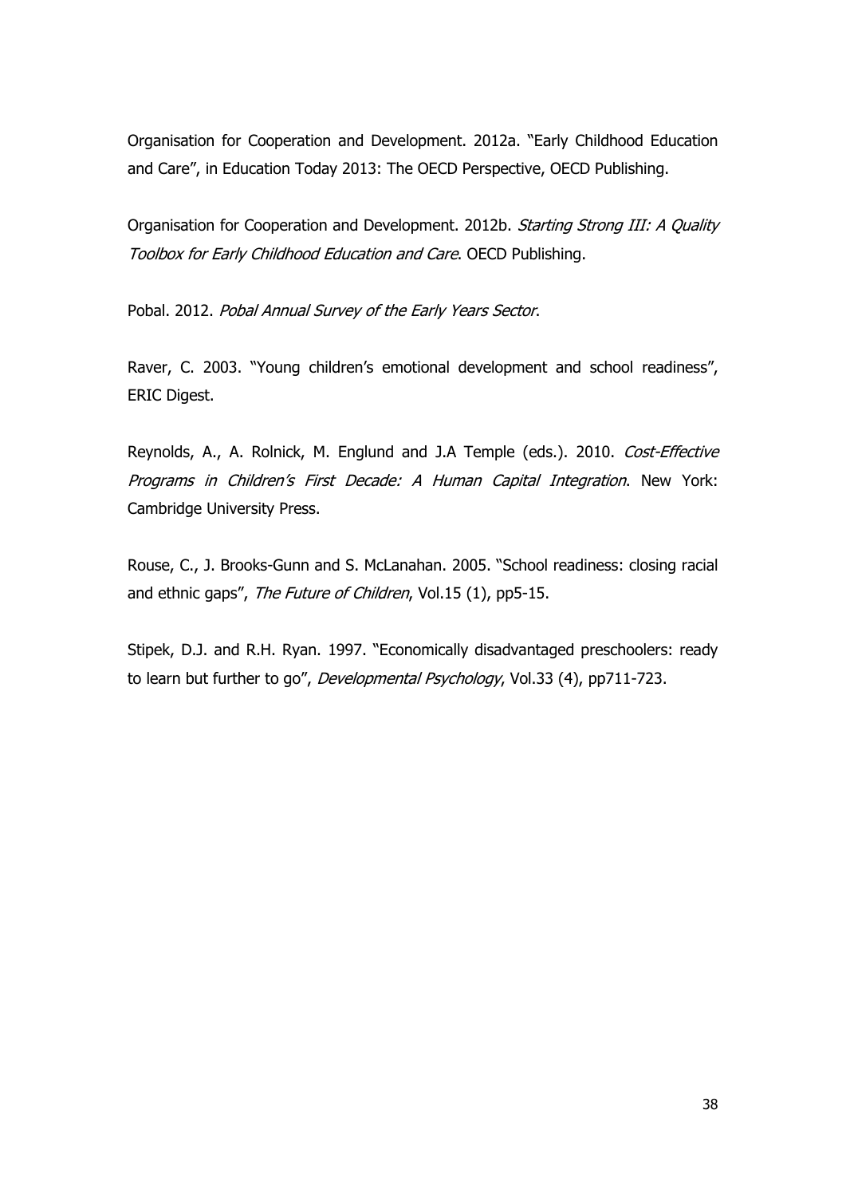Organisation for Cooperation and Development. 2012a. "Early Childhood Education and Care", in Education Today 2013: The OECD Perspective, OECD Publishing.

Organisation for Cooperation and Development. 2012b. *Starting Strong III: A Quality Toolbox for Early Childhood Education and Care*. OECD Publishing.

Pobal. 2012. *Pobal Annual Survey of the Early Years Sector*.

Raver, C. 2003. "Young children's emotional development and school readiness", ERIC Digest.

Reynolds, A., A. Rolnick, M. Englund and J.A Temple (eds.). 2010. *Cost-Effective Programs in Children's First Decade: A Human Capital Integration*. New York: Cambridge University Press.

Rouse, C., J. Brooks-Gunn and S. McLanahan. 2005. "School readiness: closing racial and ethnic gaps", *The Future of Children*, Vol.15 (1), pp5-15.

Stipek, D.J. and R.H. Ryan. 1997. "Economically disadvantaged preschoolers: ready to learn but further to go", *Developmental Psychology*, Vol.33 (4), pp711-723.